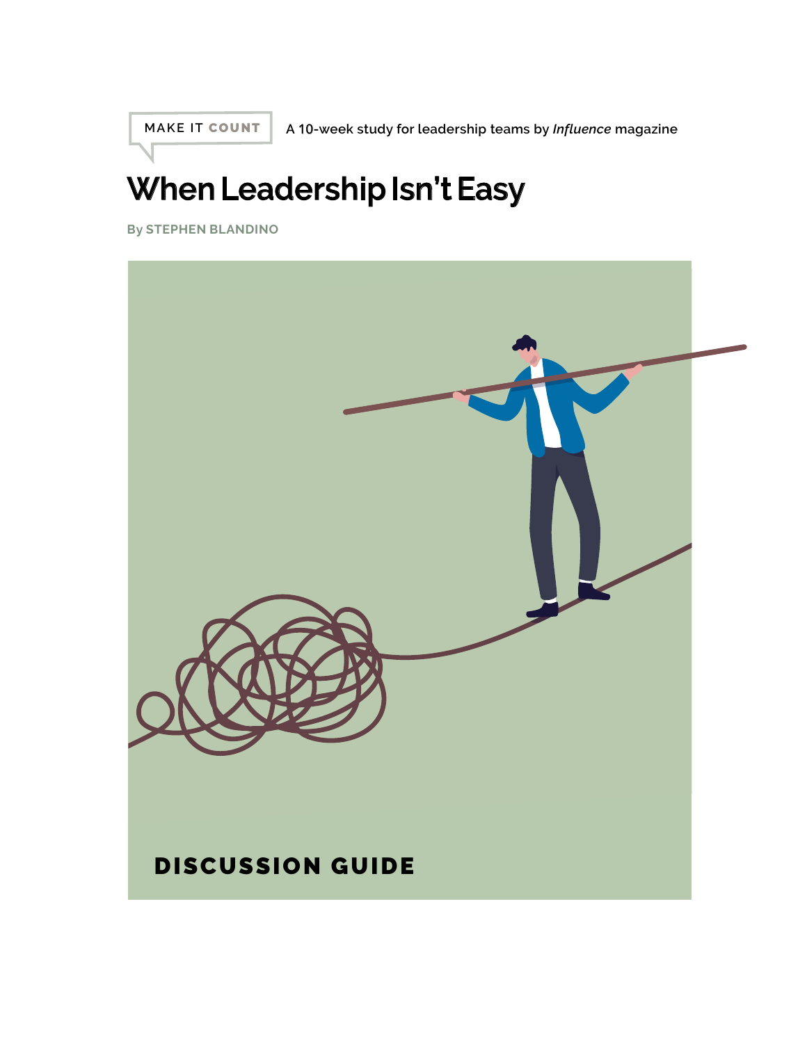MAKE IT COUNT

A 10-week study for leadership teams by *Influence* magazine

# When Leadership Isn't Easy

By STEPHEN BLANDINO

DISCUSSION GUIDE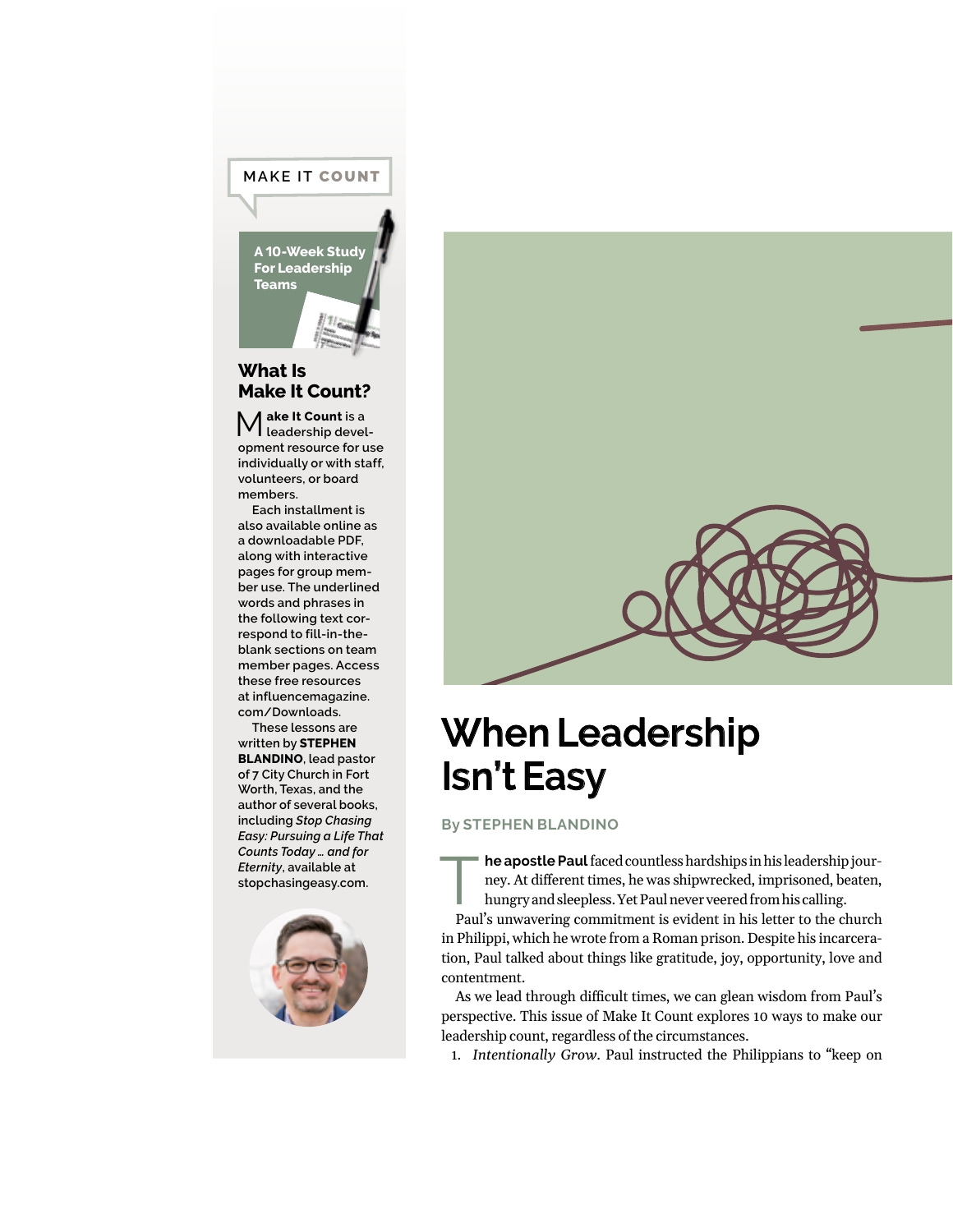MAKE IT COUNT

A 10-Week Study For Leadership Teams

## What Is Make It Count?

**Make It Count** is a leadership development resource for use individually or with staff, volunteers, or board members.

Each installment is also available online as a downloadable PDF, along with interactive pages for group member use. The underlined words and phrases in the following text correspond to fill-in-the-blank sections on team member pages. Access these free resources at influencemagazine.com/Downloads.

These lessons are written by **STEPHEN BLANDINO**, lead pastor of 7 City Church in Fort Worth, Texas, and the author of several books, including *Stop Chasing Easy: Pursuing a Life That Counts Today … and for Eternity*, available at stopchasingeasy.com.

# When Leadership Isn't Easy

By STEPHEN BLANDINO

**The apostle Paul** faced countless hardships in his leadership journey. At different times, he was shipwrecked, imprisoned, beaten, hungry and sleepless. Yet Paul never veered from his calling.

Paul's unwavering commitment is evident in his letter to the church in Philippi, which he wrote from a Roman prison. Despite his incarceration, Paul talked about things like gratitude, joy, opportunity, love and contentment.

As we lead through difficult times, we can glean wisdom from Paul's perspective. This issue of Make It Count explores 10 ways to make our leadership count, regardless of the circumstances.

1. *Intentionally Grow*. Paul instructed the Philippians to "keep on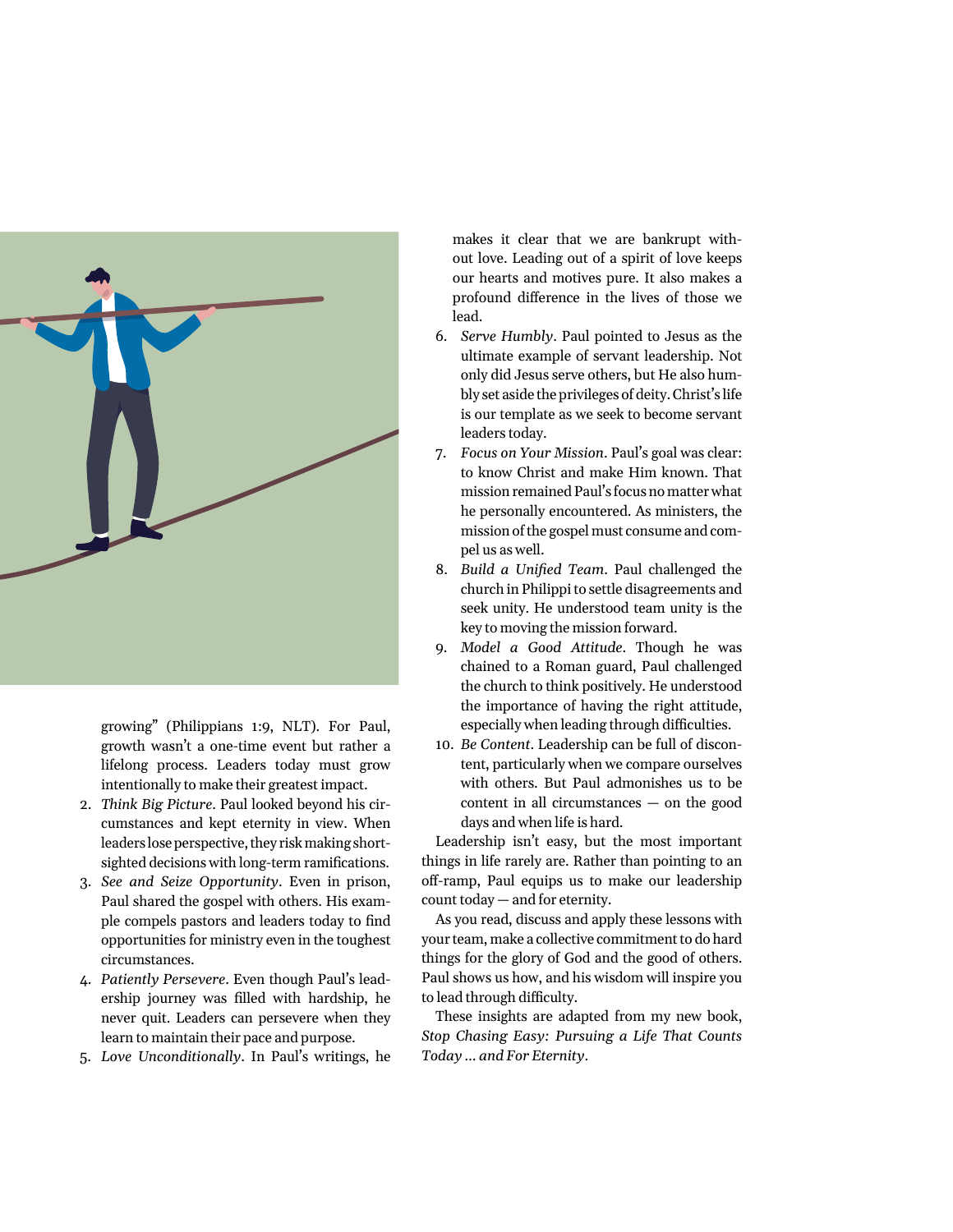growing" (Philippians 1:9, NLT). For Paul, growth wasn't a one-time event but rather a lifelong process. Leaders today must grow intentionally to make their greatest impact.

2. *Think Big Picture*. Paul looked beyond his circumstances and kept eternity in view. When leaders lose perspective, they risk making short-sighted decisions with long-term ramifications.
3. *See and Seize Opportunity*. Even in prison, Paul shared the gospel with others. His example compels pastors and leaders today to find opportunities for ministry even in the toughest circumstances.
4. *Patiently Persevere*. Even though Paul's leadership journey was filled with hardship, he never quit. Leaders can persevere when they learn to maintain their pace and purpose.
5. *Love Unconditionally*. In Paul's writings, he makes it clear that we are bankrupt without love. Leading out of a spirit of love keeps our hearts and motives pure. It also makes a profound difference in the lives of those we lead.
6. *Serve Humbly*. Paul pointed to Jesus as the ultimate example of servant leadership. Not only did Jesus serve others, but He also humbly set aside the privileges of deity. Christ's life is our template as we seek to become servant leaders today.
7. *Focus on Your Mission*. Paul's goal was clear: to know Christ and make Him known. That mission remained Paul's focus no matter what he personally encountered. As ministers, the mission of the gospel must consume and compel us as well.
8. *Build a Unified Team*. Paul challenged the church in Philippi to settle disagreements and seek unity. He understood team unity is the key to moving the mission forward.
9. *Model a Good Attitude*. Though he was chained to a Roman guard, Paul challenged the church to think positively. He understood the importance of having the right attitude, especially when leading through difficulties.
10. *Be Content*. Leadership can be full of discontent, particularly when we compare ourselves with others. But Paul admonishes us to be content in all circumstances — on the good days and when life is hard.

Leadership isn't easy, but the most important things in life rarely are. Rather than pointing to an off-ramp, Paul equips us to make our leadership count today — and for eternity.

As you read, discuss and apply these lessons with your team, make a collective commitment to do hard things for the glory of God and the good of others. Paul shows us how, and his wisdom will inspire you to lead through difficulty.

These insights are adapted from my new book, *Stop Chasing Easy: Pursuing a Life That Counts Today … and For Eternity*.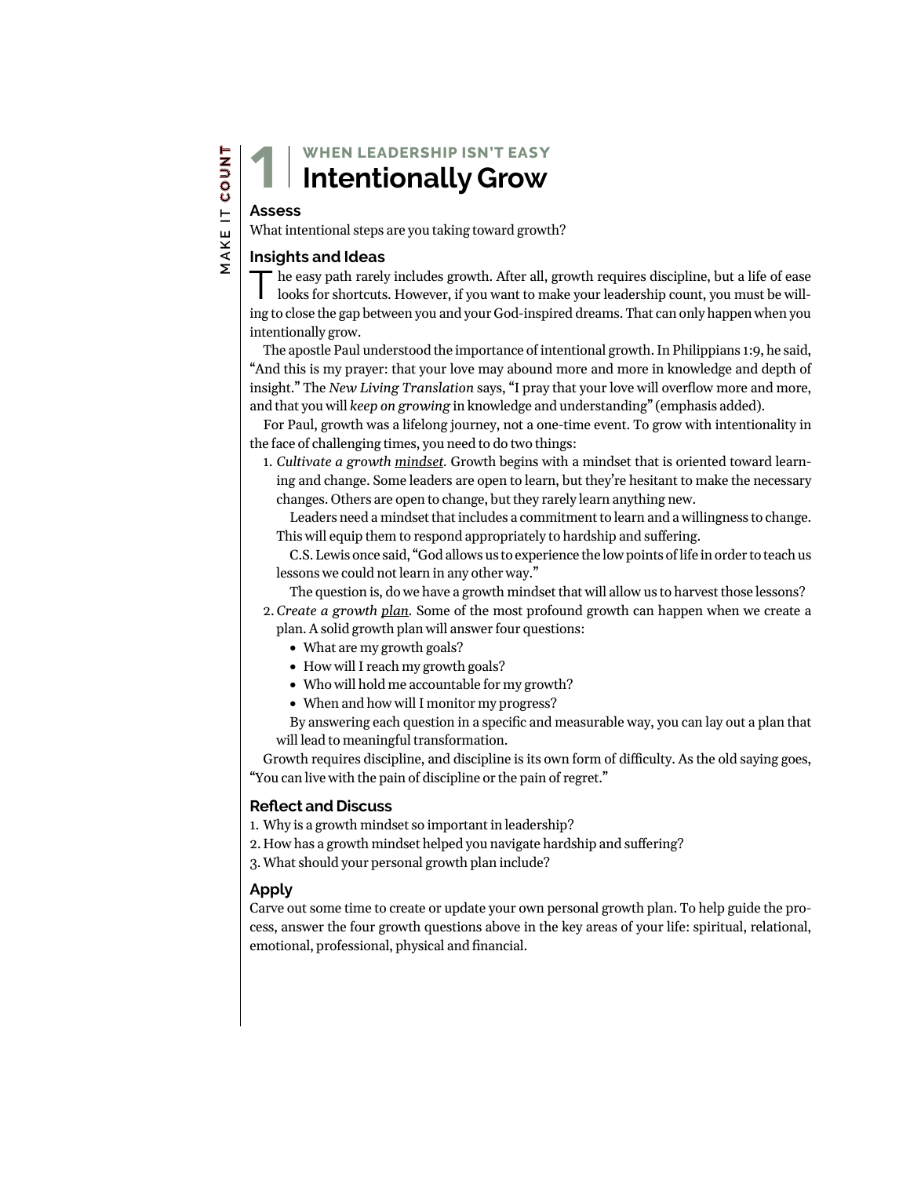# 1 | WHEN LEADERSHIP ISN'T EASY

## Intentionally Grow

### Assess

What intentional steps are you taking toward growth?

### Insights and Ideas

The easy path rarely includes growth. After all, growth requires discipline, but a life of ease looks for shortcuts. However, if you want to make your leadership count, you must be willing to close the gap between you and your God-inspired dreams. That can only happen when you intentionally grow.

The apostle Paul understood the importance of intentional growth. In Philippians 1:9, he said, "And this is my prayer: that your love may abound more and more in knowledge and depth of insight." The *New Living Translation* says, "I pray that your love will overflow more and more, and that you will *keep on growing* in knowledge and understanding" (emphasis added).

For Paul, growth was a lifelong journey, not a one-time event. To grow with intentionality in the face of challenging times, you need to do two things:

1. *Cultivate a growth <u>mindset</u>.* Growth begins with a mindset that is oriented toward learning and change. Some leaders are open to learn, but they're hesitant to make the necessary changes. Others are open to change, but they rarely learn anything new.

   Leaders need a mindset that includes a commitment to learn and a willingness to change. This will equip them to respond appropriately to hardship and suffering.

   C.S. Lewis once said, "God allows us to experience the low points of life in order to teach us lessons we could not learn in any other way."

   The question is, do we have a growth mindset that will allow us to harvest those lessons?

2. *Create a growth <u>plan</u>.* Some of the most profound growth can happen when we create a plan. A solid growth plan will answer four questions:
   - What are my growth goals?
   - How will I reach my growth goals?
   - Who will hold me accountable for my growth?
   - When and how will I monitor my progress?

   By answering each question in a specific and measurable way, you can lay out a plan that will lead to meaningful transformation.

Growth requires discipline, and discipline is its own form of difficulty. As the old saying goes, "You can live with the pain of discipline or the pain of regret."

### Reflect and Discuss

1. Why is a growth mindset so important in leadership?
2. How has a growth mindset helped you navigate hardship and suffering?
3. What should your personal growth plan include?

### Apply

Carve out some time to create or update your own personal growth plan. To help guide the process, answer the four growth questions above in the key areas of your life: spiritual, relational, emotional, professional, physical and financial.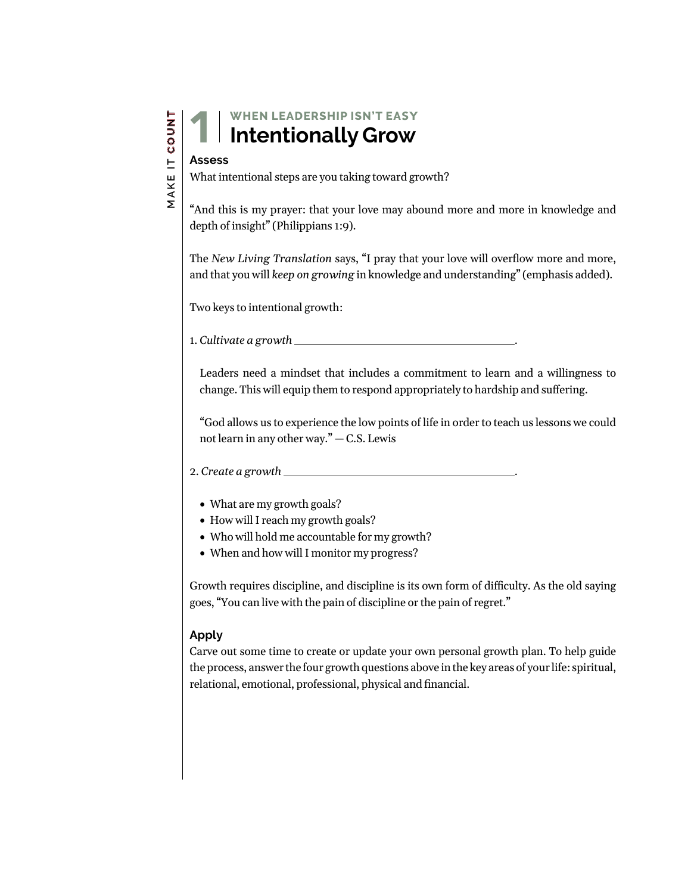# 1 WHEN LEADERSHIP ISN'T EASY
# Intentionally Grow

### Assess

What intentional steps are you taking toward growth?

"And this is my prayer: that your love may abound more and more in knowledge and depth of insight" (Philippians 1:9).

The *New Living Translation* says, "I pray that your love will overflow more and more, and that you will *keep on growing* in knowledge and understanding" (emphasis added).

Two keys to intentional growth:

1. *Cultivate a growth* ______________________________.

   Leaders need a mindset that includes a commitment to learn and a willingness to change. This will equip them to respond appropriately to hardship and suffering.

   "God allows us to experience the low points of life in order to teach us lessons we could not learn in any other way." — C.S. Lewis

2. *Create a growth* ______________________________.

   - What are my growth goals?
   - How will I reach my growth goals?
   - Who will hold me accountable for my growth?
   - When and how will I monitor my progress?

Growth requires discipline, and discipline is its own form of difficulty. As the old saying goes, "You can live with the pain of discipline or the pain of regret."

### Apply

Carve out some time to create or update your own personal growth plan. To help guide the process, answer the four growth questions above in the key areas of your life: spiritual, relational, emotional, professional, physical and financial.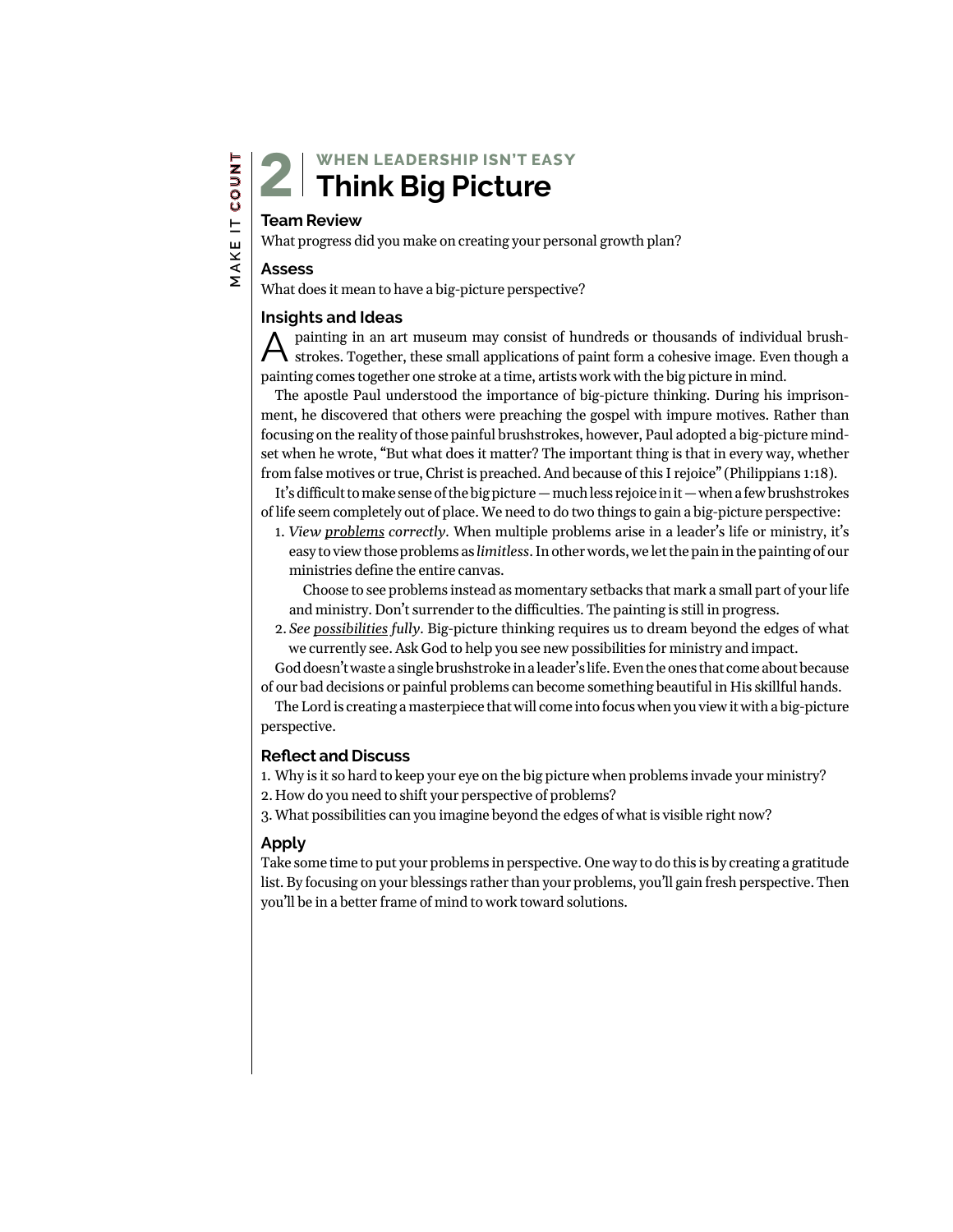# 2 | WHEN LEADERSHIP ISN'T EASY

# Think Big Picture

### Team Review

What progress did you make on creating your personal growth plan?

### Assess

What does it mean to have a big-picture perspective?

### Insights and Ideas

A painting in an art museum may consist of hundreds or thousands of individual brushstrokes. Together, these small applications of paint form a cohesive image. Even though a painting comes together one stroke at a time, artists work with the big picture in mind.

The apostle Paul understood the importance of big-picture thinking. During his imprisonment, he discovered that others were preaching the gospel with impure motives. Rather than focusing on the reality of those painful brushstrokes, however, Paul adopted a big-picture mindset when he wrote, "But what does it matter? The important thing is that in every way, whether from false motives or true, Christ is preached. And because of this I rejoice" (Philippians 1:18).

It's difficult to make sense of the big picture — much less rejoice in it — when a few brushstrokes of life seem completely out of place. We need to do two things to gain a big-picture perspective:

1. *View <u>problems</u> correctly*. When multiple problems arise in a leader's life or ministry, it's easy to view those problems as *limitless*. In other words, we let the pain in the painting of our ministries define the entire canvas.

   Choose to see problems instead as momentary setbacks that mark a small part of your life and ministry. Don't surrender to the difficulties. The painting is still in progress.

2. *See <u>possibilities</u> fully*. Big-picture thinking requires us to dream beyond the edges of what we currently see. Ask God to help you see new possibilities for ministry and impact.

God doesn't waste a single brushstroke in a leader's life. Even the ones that come about because of our bad decisions or painful problems can become something beautiful in His skillful hands.

The Lord is creating a masterpiece that will come into focus when you view it with a big-picture perspective.

### Reflect and Discuss

1. Why is it so hard to keep your eye on the big picture when problems invade your ministry?
2. How do you need to shift your perspective of problems?
3. What possibilities can you imagine beyond the edges of what is visible right now?

### Apply

Take some time to put your problems in perspective. One way to do this is by creating a gratitude list. By focusing on your blessings rather than your problems, you'll gain fresh perspective. Then you'll be in a better frame of mind to work toward solutions.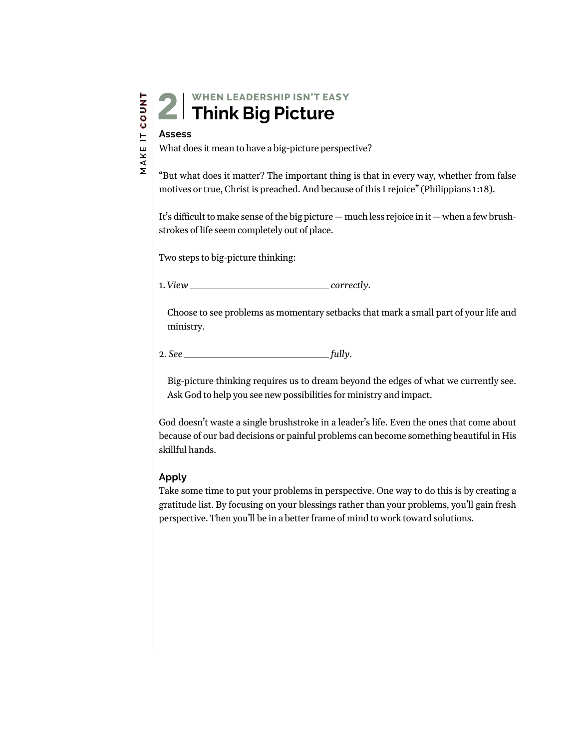# 2 | WHEN LEADERSHIP ISN'T EASY
## Think Big Picture

### Assess

What does it mean to have a big-picture perspective?

"But what does it matter? The important thing is that in every way, whether from false motives or true, Christ is preached. And because of this I rejoice" (Philippians 1:18).

It's difficult to make sense of the big picture — much less rejoice in it — when a few brush-strokes of life seem completely out of place.

Two steps to big-picture thinking:

1. *View* ______________________________ *correctly*.

   Choose to see problems as momentary setbacks that mark a small part of your life and ministry.

2. *See* ______________________________ *fully*.

   Big-picture thinking requires us to dream beyond the edges of what we currently see. Ask God to help you see new possibilities for ministry and impact.

God doesn't waste a single brushstroke in a leader's life. Even the ones that come about because of our bad decisions or painful problems can become something beautiful in His skillful hands.

### Apply

Take some time to put your problems in perspective. One way to do this is by creating a gratitude list. By focusing on your blessings rather than your problems, you'll gain fresh perspective. Then you'll be in a better frame of mind to work toward solutions.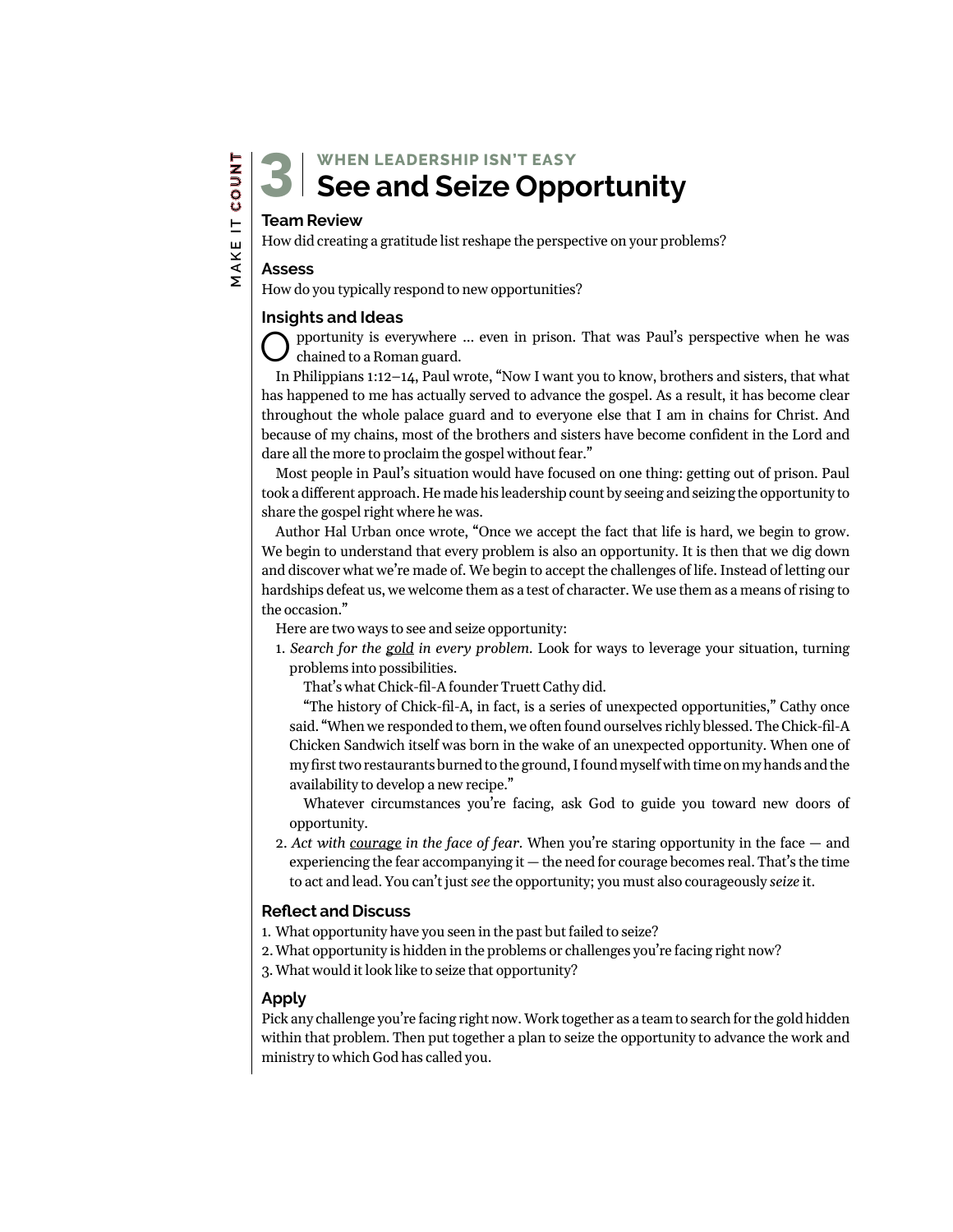# 3 WHEN LEADERSHIP ISN'T EASY
# See and Seize Opportunity

### Team Review

How did creating a gratitude list reshape the perspective on your problems?

### Assess

How do you typically respond to new opportunities?

### Insights and Ideas

Opportunity is everywhere … even in prison. That was Paul's perspective when he was chained to a Roman guard.

In Philippians 1:12–14, Paul wrote, "Now I want you to know, brothers and sisters, that what has happened to me has actually served to advance the gospel. As a result, it has become clear throughout the whole palace guard and to everyone else that I am in chains for Christ. And because of my chains, most of the brothers and sisters have become confident in the Lord and dare all the more to proclaim the gospel without fear."

Most people in Paul's situation would have focused on one thing: getting out of prison. Paul took a different approach. He made his leadership count by seeing and seizing the opportunity to share the gospel right where he was.

Author Hal Urban once wrote, "Once we accept the fact that life is hard, we begin to grow. We begin to understand that every problem is also an opportunity. It is then that we dig down and discover what we're made of. We begin to accept the challenges of life. Instead of letting our hardships defeat us, we welcome them as a test of character. We use them as a means of rising to the occasion."

Here are two ways to see and seize opportunity:

1. *Search for the <u>gold</u> in every problem.* Look for ways to leverage your situation, turning problems into possibilities.

   That's what Chick-fil-A founder Truett Cathy did.

   "The history of Chick-fil-A, in fact, is a series of unexpected opportunities," Cathy once said. "When we responded to them, we often found ourselves richly blessed. The Chick-fil-A Chicken Sandwich itself was born in the wake of an unexpected opportunity. When one of my first two restaurants burned to the ground, I found myself with time on my hands and the availability to develop a new recipe."

   Whatever circumstances you're facing, ask God to guide you toward new doors of opportunity.

2. *Act with <u>courage</u> in the face of fear.* When you're staring opportunity in the face — and experiencing the fear accompanying it — the need for courage becomes real. That's the time to act and lead. You can't just *see* the opportunity; you must also courageously *seize* it.

### Reflect and Discuss

1. What opportunity have you seen in the past but failed to seize?
2. What opportunity is hidden in the problems or challenges you're facing right now?
3. What would it look like to seize that opportunity?

### Apply

Pick any challenge you're facing right now. Work together as a team to search for the gold hidden within that problem. Then put together a plan to seize the opportunity to advance the work and ministry to which God has called you.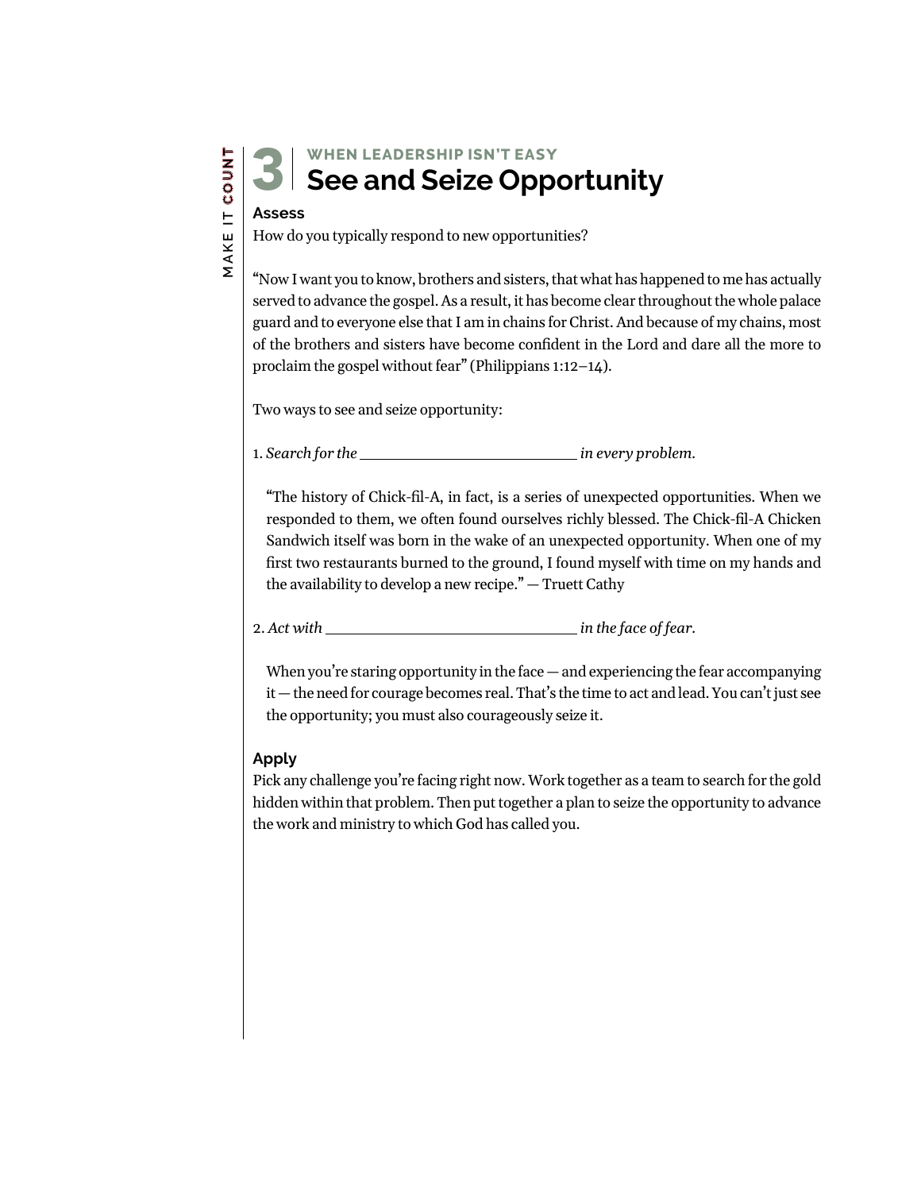# 3 | WHEN LEADERSHIP ISN'T EASY
## See and Seize Opportunity

### Assess

How do you typically respond to new opportunities?

"Now I want you to know, brothers and sisters, that what has happened to me has actually served to advance the gospel. As a result, it has become clear throughout the whole palace guard and to everyone else that I am in chains for Christ. And because of my chains, most of the brothers and sisters have become confident in the Lord and dare all the more to proclaim the gospel without fear" (Philippians 1:12–14).

Two ways to see and seize opportunity:

1. *Search for the ____________________________ in every problem.*

> "The history of Chick-fil-A, in fact, is a series of unexpected opportunities. When we responded to them, we often found ourselves richly blessed. The Chick-fil-A Chicken Sandwich itself was born in the wake of an unexpected opportunity. When one of my first two restaurants burned to the ground, I found myself with time on my hands and the availability to develop a new recipe." — Truett Cathy

2. *Act with ________________________________ in the face of fear.*

> When you're staring opportunity in the face — and experiencing the fear accompanying it — the need for courage becomes real. That's the time to act and lead. You can't just see the opportunity; you must also courageously seize it.

### Apply

Pick any challenge you're facing right now. Work together as a team to search for the gold hidden within that problem. Then put together a plan to seize the opportunity to advance the work and ministry to which God has called you.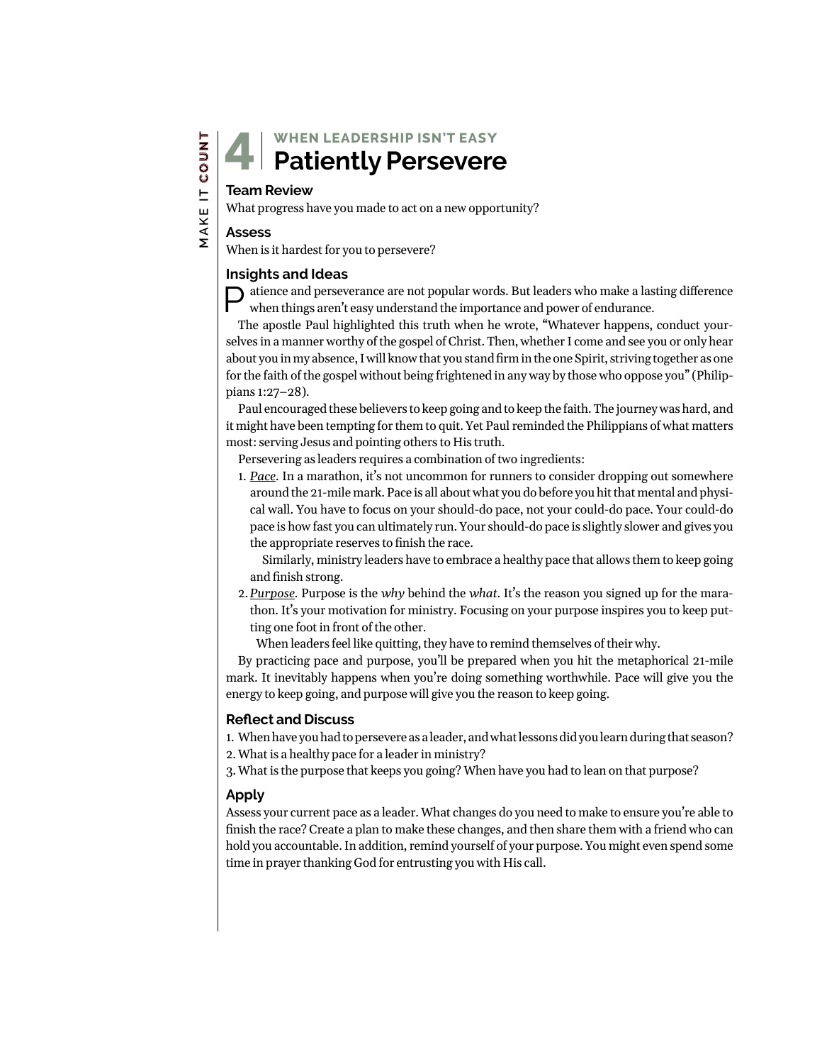# 4 WHEN LEADERSHIP ISN'T EASY
# Patiently Persevere

### Team Review

What progress have you made to act on a new opportunity?

### Assess

When is it hardest for you to persevere?

### Insights and Ideas

Patience and perseverance are not popular words. But leaders who make a lasting difference when things aren't easy understand the importance and power of endurance.

The apostle Paul highlighted this truth when he wrote, "Whatever happens, conduct yourselves in a manner worthy of the gospel of Christ. Then, whether I come and see you or only hear about you in my absence, I will know that you stand firm in the one Spirit, striving together as one for the faith of the gospel without being frightened in any way by those who oppose you" (Philippians 1:27–28).

Paul encouraged these believers to keep going and to keep the faith. The journey was hard, and it might have been tempting for them to quit. Yet Paul reminded the Philippians of what matters most: serving Jesus and pointing others to His truth.

Persevering as leaders requires a combination of two ingredients:

1. *Pace*. In a marathon, it's not uncommon for runners to consider dropping out somewhere around the 21-mile mark. Pace is all about what you do before you hit that mental and physical wall. You have to focus on your should-do pace, not your could-do pace. Your could-do pace is how fast you can ultimately run. Your should-do pace is slightly slower and gives you the appropriate reserves to finish the race.

   Similarly, ministry leaders have to embrace a healthy pace that allows them to keep going and finish strong.

2. *Purpose*. Purpose is the *why* behind the *what*. It's the reason you signed up for the marathon. It's your motivation for ministry. Focusing on your purpose inspires you to keep putting one foot in front of the other.

   When leaders feel like quitting, they have to remind themselves of their why.

By practicing pace and purpose, you'll be prepared when you hit the metaphorical 21-mile mark. It inevitably happens when you're doing something worthwhile. Pace will give you the energy to keep going, and purpose will give you the reason to keep going.

### Reflect and Discuss

1. When have you had to persevere as a leader, and what lessons did you learn during that season?
2. What is a healthy pace for a leader in ministry?
3. What is the purpose that keeps you going? When have you had to lean on that purpose?

### Apply

Assess your current pace as a leader. What changes do you need to make to ensure you're able to finish the race? Create a plan to make these changes, and then share them with a friend who can hold you accountable. In addition, remind yourself of your purpose. You might even spend some time in prayer thanking God for entrusting you with His call.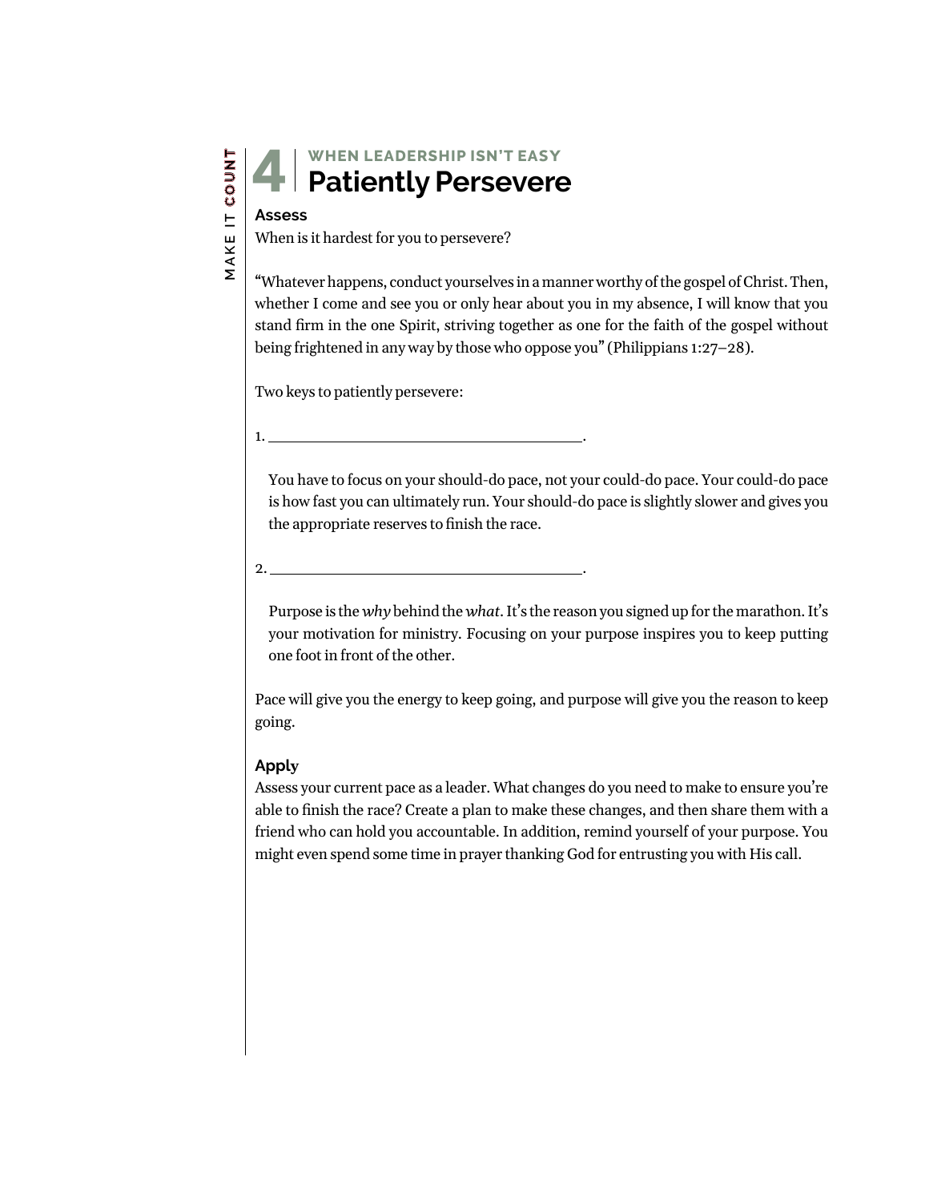# 4 | WHEN LEADERSHIP ISN'T EASY
## Patiently Persevere

**Assess**

When is it hardest for you to persevere?

"Whatever happens, conduct yourselves in a manner worthy of the gospel of Christ. Then, whether I come and see you or only hear about you in my absence, I will know that you stand firm in the one Spirit, striving together as one for the faith of the gospel without being frightened in any way by those who oppose you" (Philippians 1:27–28).

Two keys to patiently persevere:

1. ___________________________________________.

   You have to focus on your should-do pace, not your could-do pace. Your could-do pace is how fast you can ultimately run. Your should-do pace is slightly slower and gives you the appropriate reserves to finish the race.

2. ___________________________________________.

   Purpose is the *why* behind the *what*. It's the reason you signed up for the marathon. It's your motivation for ministry. Focusing on your purpose inspires you to keep putting one foot in front of the other.

Pace will give you the energy to keep going, and purpose will give you the reason to keep going.

**Apply**

Assess your current pace as a leader. What changes do you need to make to ensure you're able to finish the race? Create a plan to make these changes, and then share them with a friend who can hold you accountable. In addition, remind yourself of your purpose. You might even spend some time in prayer thanking God for entrusting you with His call.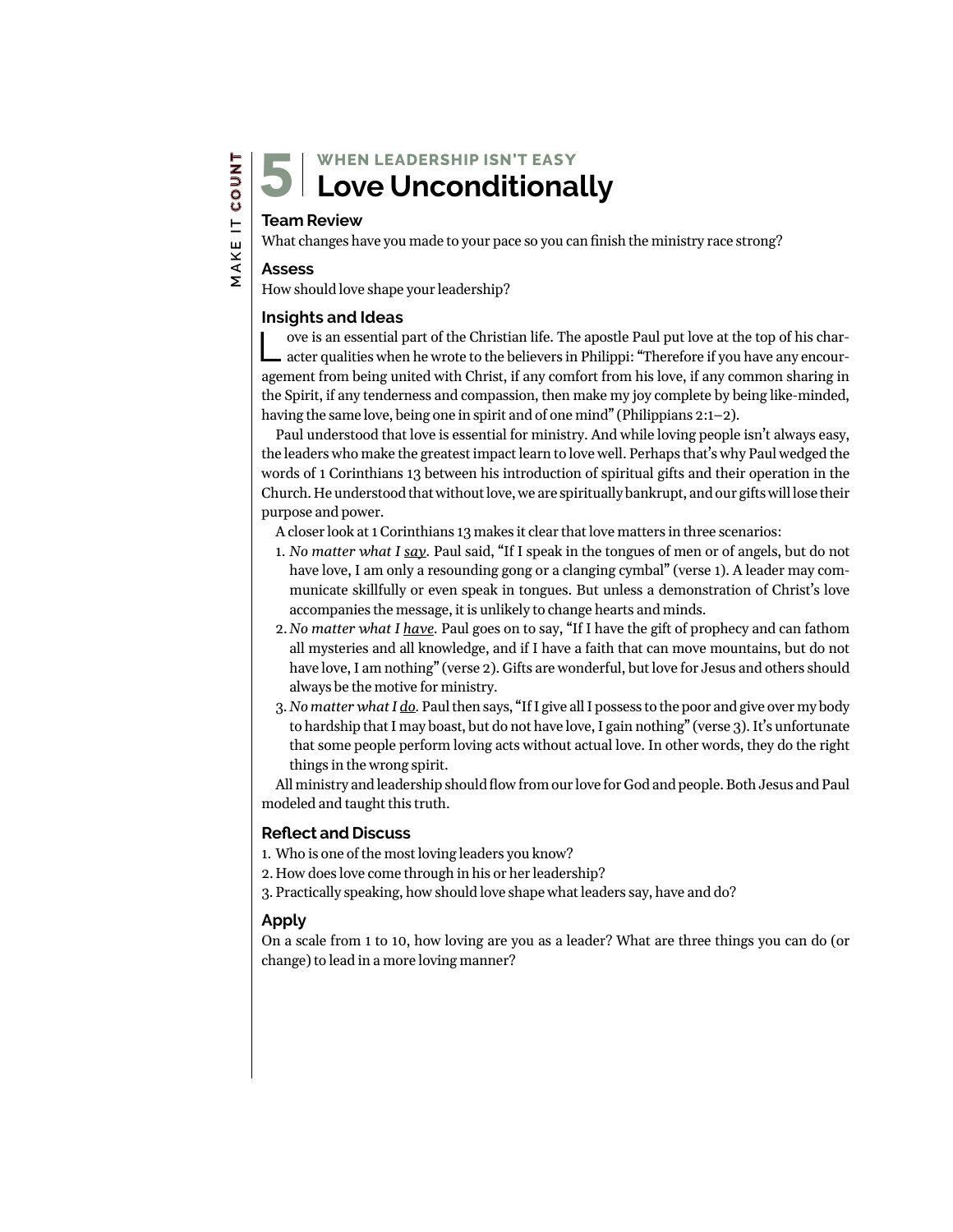# 5 WHEN LEADERSHIP ISN'T EASY
# Love Unconditionally

### Team Review

What changes have you made to your pace so you can finish the ministry race strong?

### Assess

How should love shape your leadership?

### Insights and Ideas

Love is an essential part of the Christian life. The apostle Paul put love at the top of his character qualities when he wrote to the believers in Philippi: "Therefore if you have any encouragement from being united with Christ, if any comfort from his love, if any common sharing in the Spirit, if any tenderness and compassion, then make my joy complete by being like-minded, having the same love, being one in spirit and of one mind" (Philippians 2:1–2).

Paul understood that love is essential for ministry. And while loving people isn't always easy, the leaders who make the greatest impact learn to love well. Perhaps that's why Paul wedged the words of 1 Corinthians 13 between his introduction of spiritual gifts and their operation in the Church. He understood that without love, we are spiritually bankrupt, and our gifts will lose their purpose and power.

A closer look at 1 Corinthians 13 makes it clear that love matters in three scenarios:

1. *No matter what I <u>say</u>.* Paul said, "If I speak in the tongues of men or of angels, but do not have love, I am only a resounding gong or a clanging cymbal" (verse 1). A leader may communicate skillfully or even speak in tongues. But unless a demonstration of Christ's love accompanies the message, it is unlikely to change hearts and minds.
2. *No matter what I <u>have</u>.* Paul goes on to say, "If I have the gift of prophecy and can fathom all mysteries and all knowledge, and if I have a faith that can move mountains, but do not have love, I am nothing" (verse 2). Gifts are wonderful, but love for Jesus and others should always be the motive for ministry.
3. *No matter what I <u>do</u>.* Paul then says, "If I give all I possess to the poor and give over my body to hardship that I may boast, but do not have love, I gain nothing" (verse 3). It's unfortunate that some people perform loving acts without actual love. In other words, they do the right things in the wrong spirit.

All ministry and leadership should flow from our love for God and people. Both Jesus and Paul modeled and taught this truth.

### Reflect and Discuss

1. Who is one of the most loving leaders you know?
2. How does love come through in his or her leadership?
3. Practically speaking, how should love shape what leaders say, have and do?

### Apply

On a scale from 1 to 10, how loving are you as a leader? What are three things you can do (or change) to lead in a more loving manner?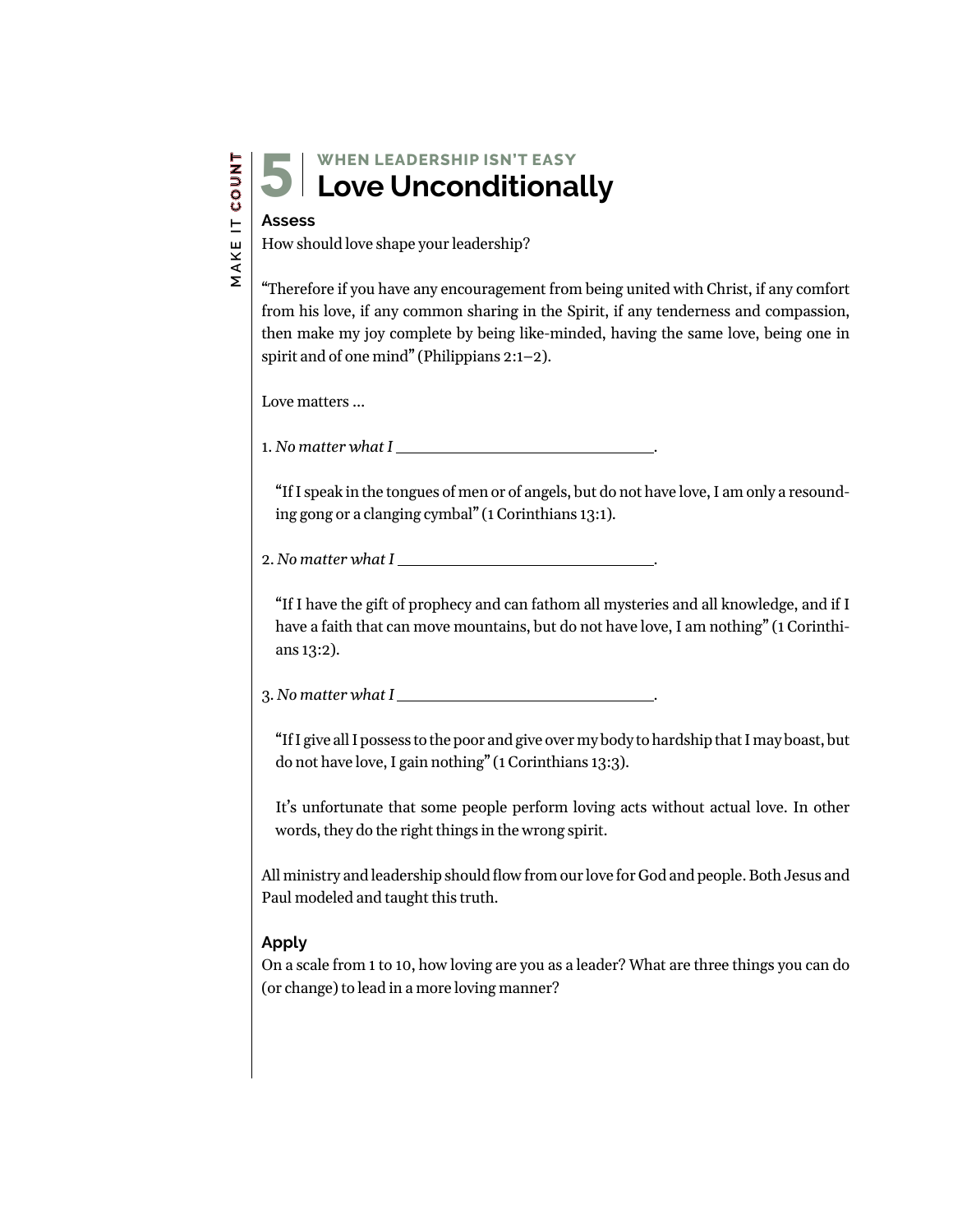# 5 WHEN LEADERSHIP ISN'T EASY
## Love Unconditionally

**Assess**

How should love shape your leadership?

"Therefore if you have any encouragement from being united with Christ, if any comfort from his love, if any common sharing in the Spirit, if any tenderness and compassion, then make my joy complete by being like-minded, having the same love, being one in spirit and of one mind" (Philippians 2:1–2).

Love matters …

1. *No matter what I* ________________________________.

   "If I speak in the tongues of men or of angels, but do not have love, I am only a resounding gong or a clanging cymbal" (1 Corinthians 13:1).

2. *No matter what I* ________________________________.

   "If I have the gift of prophecy and can fathom all mysteries and all knowledge, and if I have a faith that can move mountains, but do not have love, I am nothing" (1 Corinthians 13:2).

3. *No matter what I* ________________________________.

   "If I give all I possess to the poor and give over my body to hardship that I may boast, but do not have love, I gain nothing" (1 Corinthians 13:3).

   It's unfortunate that some people perform loving acts without actual love. In other words, they do the right things in the wrong spirit.

All ministry and leadership should flow from our love for God and people. Both Jesus and Paul modeled and taught this truth.

**Apply**

On a scale from 1 to 10, how loving are you as a leader? What are three things you can do (or change) to lead in a more loving manner?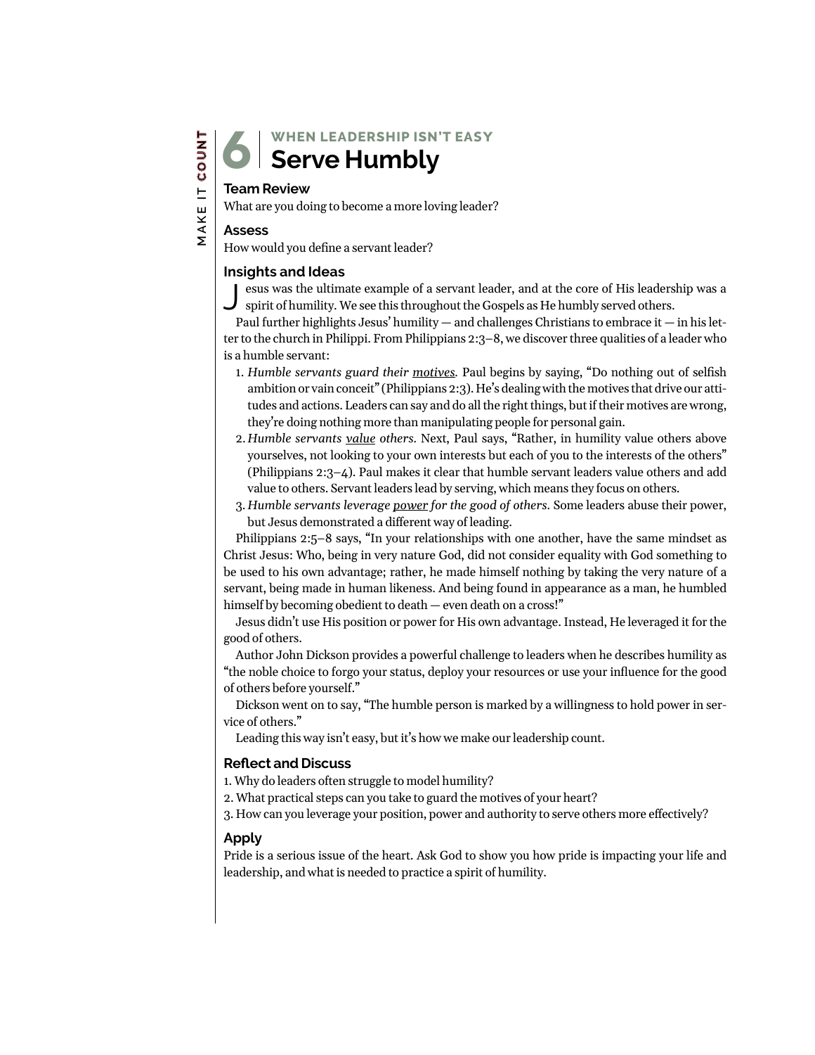# 6 WHEN LEADERSHIP ISN'T EASY
# Serve Humbly

### Team Review

What are you doing to become a more loving leader?

### Assess

How would you define a servant leader?

### Insights and Ideas

Jesus was the ultimate example of a servant leader, and at the core of His leadership was a spirit of humility. We see this throughout the Gospels as He humbly served others.

Paul further highlights Jesus' humility — and challenges Christians to embrace it — in his letter to the church in Philippi. From Philippians 2:3–8, we discover three qualities of a leader who is a humble servant:

1. *Humble servants guard their <u>motives</u>.* Paul begins by saying, "Do nothing out of selfish ambition or vain conceit" (Philippians 2:3). He's dealing with the motives that drive our attitudes and actions. Leaders can say and do all the right things, but if their motives are wrong, they're doing nothing more than manipulating people for personal gain.
2. *Humble servants <u>value</u> others.* Next, Paul says, "Rather, in humility value others above yourselves, not looking to your own interests but each of you to the interests of the others" (Philippians 2:3–4). Paul makes it clear that humble servant leaders value others and add value to others. Servant leaders lead by serving, which means they focus on others.
3. *Humble servants leverage <u>power</u> for the good of others.* Some leaders abuse their power, but Jesus demonstrated a different way of leading.

Philippians 2:5–8 says, "In your relationships with one another, have the same mindset as Christ Jesus: Who, being in very nature God, did not consider equality with God something to be used to his own advantage; rather, he made himself nothing by taking the very nature of a servant, being made in human likeness. And being found in appearance as a man, he humbled himself by becoming obedient to death — even death on a cross!"

Jesus didn't use His position or power for His own advantage. Instead, He leveraged it for the good of others.

Author John Dickson provides a powerful challenge to leaders when he describes humility as "the noble choice to forgo your status, deploy your resources or use your influence for the good of others before yourself."

Dickson went on to say, "The humble person is marked by a willingness to hold power in service of others."

Leading this way isn't easy, but it's how we make our leadership count.

### Reflect and Discuss

1. Why do leaders often struggle to model humility?
2. What practical steps can you take to guard the motives of your heart?
3. How can you leverage your position, power and authority to serve others more effectively?

### Apply

Pride is a serious issue of the heart. Ask God to show you how pride is impacting your life and leadership, and what is needed to practice a spirit of humility.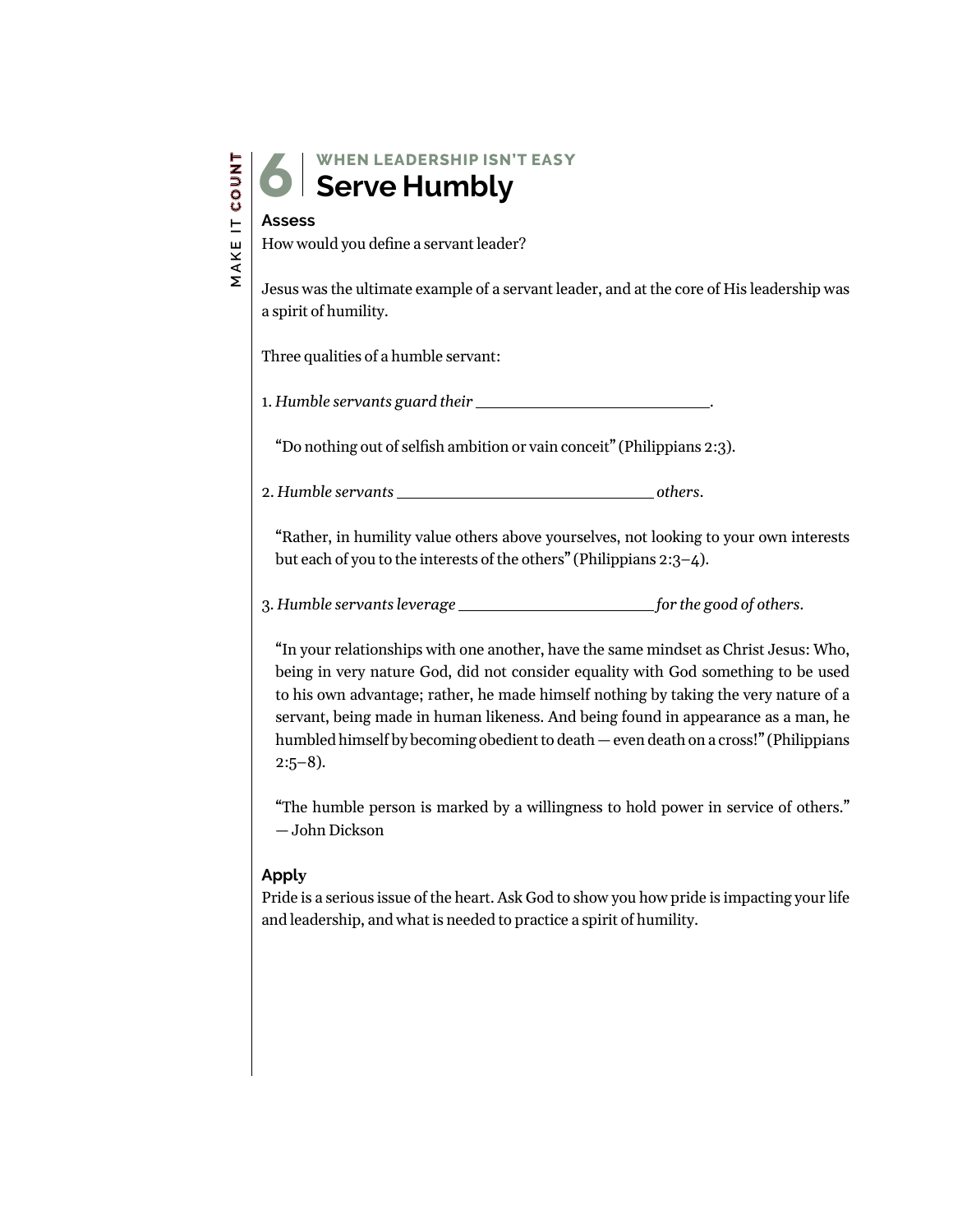# 6 WHEN LEADERSHIP ISN'T EASY

## Serve Humbly

**Assess**

How would you define a servant leader?

Jesus was the ultimate example of a servant leader, and at the core of His leadership was a spirit of humility.

Three qualities of a humble servant:

1. *Humble servants guard their* \_\_\_\_\_\_\_\_\_\_\_\_\_\_\_\_\_\_\_\_\_\_\_\_\_\_\_\_.

   "Do nothing out of selfish ambition or vain conceit" (Philippians 2:3).

2. *Humble servants* \_\_\_\_\_\_\_\_\_\_\_\_\_\_\_\_\_\_\_\_\_\_\_\_\_\_\_\_\_\_ *others*.

   "Rather, in humility value others above yourselves, not looking to your own interests but each of you to the interests of the others" (Philippians 2:3–4).

3. *Humble servants leverage* \_\_\_\_\_\_\_\_\_\_\_\_\_\_\_\_\_\_\_\_\_\_\_\_ *for the good of others*.

   "In your relationships with one another, have the same mindset as Christ Jesus: Who, being in very nature God, did not consider equality with God something to be used to his own advantage; rather, he made himself nothing by taking the very nature of a servant, being made in human likeness. And being found in appearance as a man, he humbled himself by becoming obedient to death — even death on a cross!" (Philippians 2:5–8).

   "The humble person is marked by a willingness to hold power in service of others." — John Dickson

**Apply**

Pride is a serious issue of the heart. Ask God to show you how pride is impacting your life and leadership, and what is needed to practice a spirit of humility.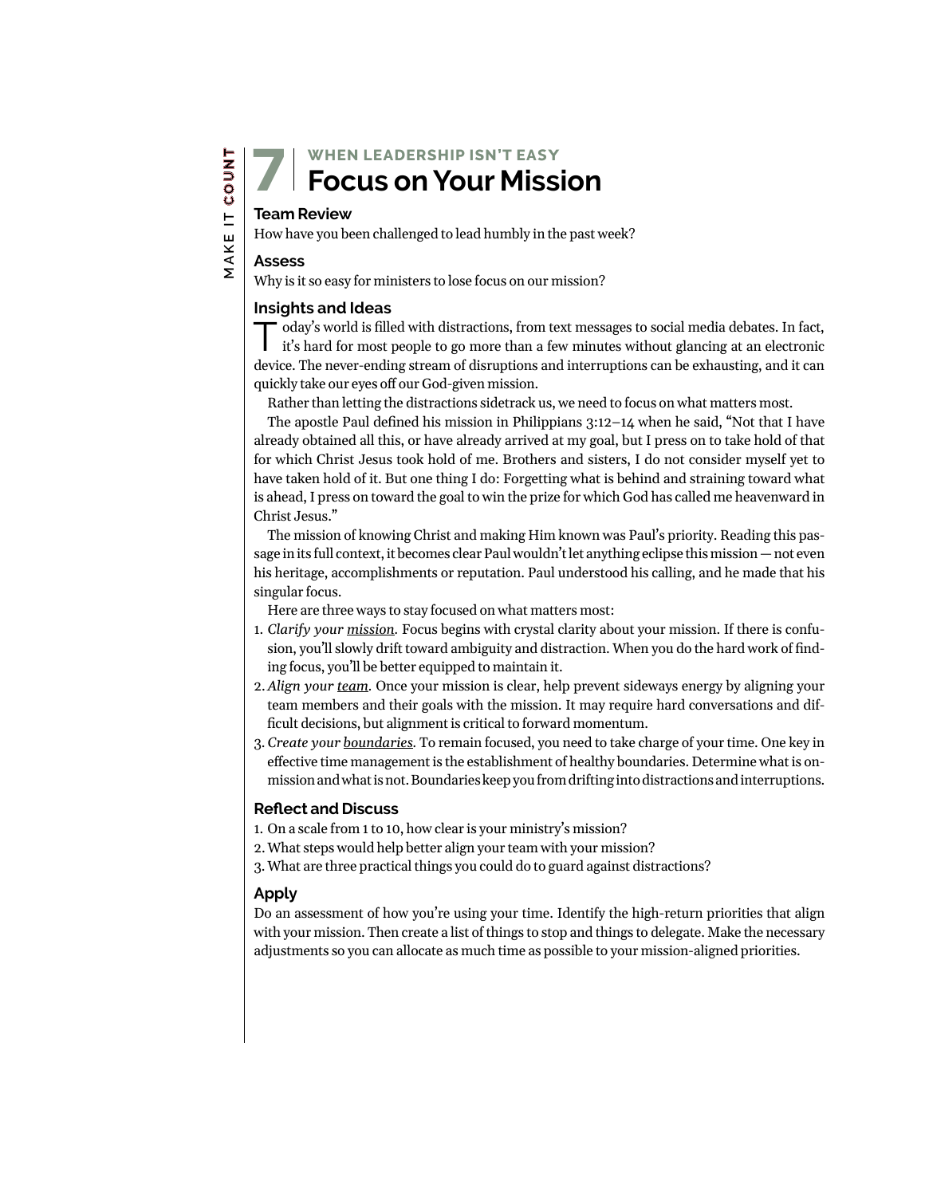# 7 WHEN LEADERSHIP ISN'T EASY
# Focus on Your Mission

### Team Review

How have you been challenged to lead humbly in the past week?

### Assess

Why is it so easy for ministers to lose focus on our mission?

### Insights and Ideas

Today's world is filled with distractions, from text messages to social media debates. In fact, it's hard for most people to go more than a few minutes without glancing at an electronic device. The never-ending stream of disruptions and interruptions can be exhausting, and it can quickly take our eyes off our God-given mission.

Rather than letting the distractions sidetrack us, we need to focus on what matters most.

The apostle Paul defined his mission in Philippians 3:12–14 when he said, "Not that I have already obtained all this, or have already arrived at my goal, but I press on to take hold of that for which Christ Jesus took hold of me. Brothers and sisters, I do not consider myself yet to have taken hold of it. But one thing I do: Forgetting what is behind and straining toward what is ahead, I press on toward the goal to win the prize for which God has called me heavenward in Christ Jesus."

The mission of knowing Christ and making Him known was Paul's priority. Reading this passage in its full context, it becomes clear Paul wouldn't let anything eclipse this mission — not even his heritage, accomplishments or reputation. Paul understood his calling, and he made that his singular focus.

Here are three ways to stay focused on what matters most:

1. *Clarify your mission.* Focus begins with crystal clarity about your mission. If there is confusion, you'll slowly drift toward ambiguity and distraction. When you do the hard work of finding focus, you'll be better equipped to maintain it.
2. *Align your team.* Once your mission is clear, help prevent sideways energy by aligning your team members and their goals with the mission. It may require hard conversations and difficult decisions, but alignment is critical to forward momentum.
3. *Create your boundaries.* To remain focused, you need to take charge of your time. One key in effective time management is the establishment of healthy boundaries. Determine what is on-mission and what is not. Boundaries keep you from drifting into distractions and interruptions.

### Reflect and Discuss

1. On a scale from 1 to 10, how clear is your ministry's mission?
2. What steps would help better align your team with your mission?
3. What are three practical things you could do to guard against distractions?

### Apply

Do an assessment of how you're using your time. Identify the high-return priorities that align with your mission. Then create a list of things to stop and things to delegate. Make the necessary adjustments so you can allocate as much time as possible to your mission-aligned priorities.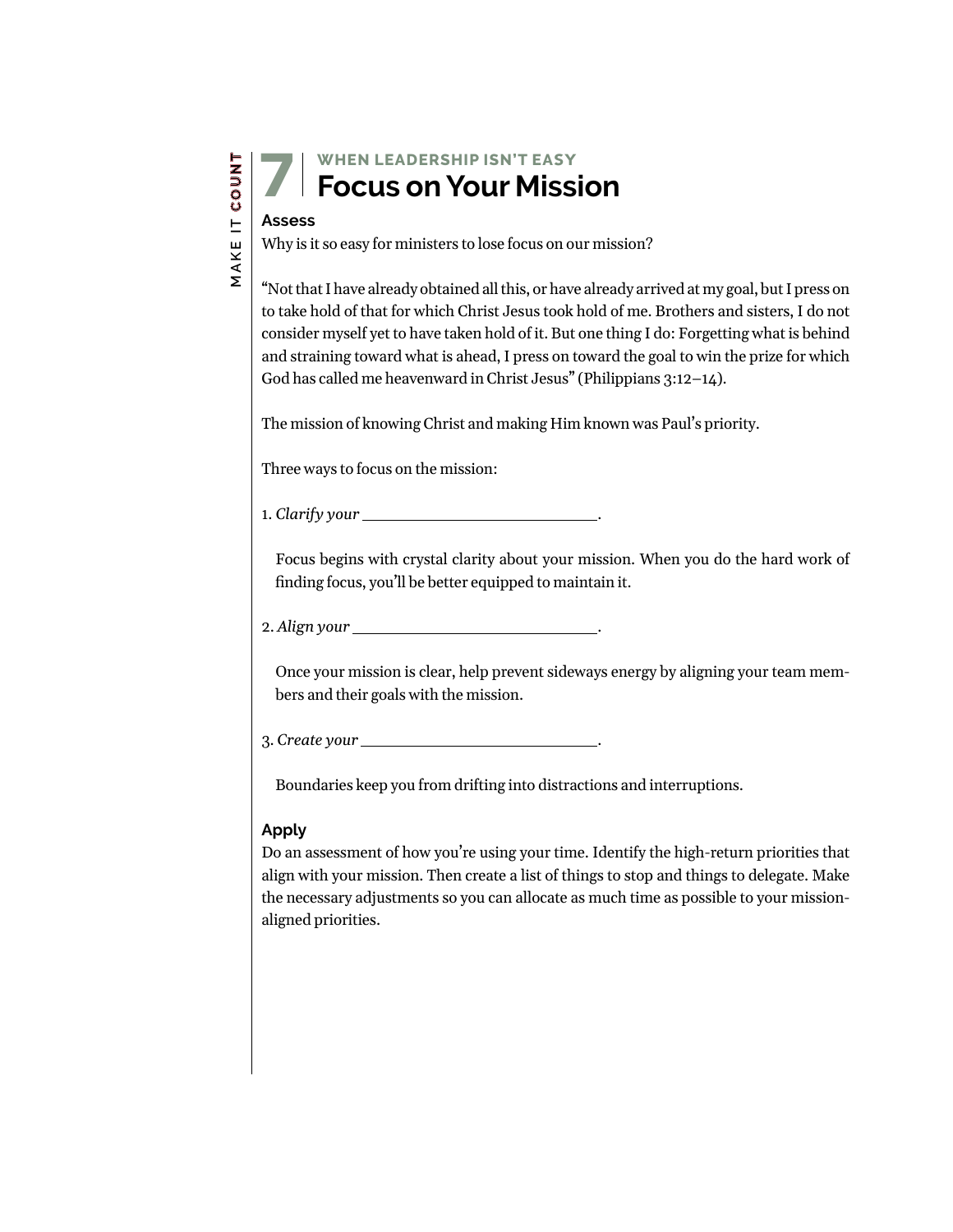# 7 WHEN LEADERSHIP ISN'T EASY
# Focus on Your Mission

### Assess

Why is it so easy for ministers to lose focus on our mission?

"Not that I have already obtained all this, or have already arrived at my goal, but I press on to take hold of that for which Christ Jesus took hold of me. Brothers and sisters, I do not consider myself yet to have taken hold of it. But one thing I do: Forgetting what is behind and straining toward what is ahead, I press on toward the goal to win the prize for which God has called me heavenward in Christ Jesus" (Philippians 3:12–14).

The mission of knowing Christ and making Him known was Paul's priority.

Three ways to focus on the mission:

1. *Clarify your* ______________________________.

   Focus begins with crystal clarity about your mission. When you do the hard work of finding focus, you'll be better equipped to maintain it.

2. *Align your* ______________________________.

   Once your mission is clear, help prevent sideways energy by aligning your team members and their goals with the mission.

3. *Create your* ______________________________.

   Boundaries keep you from drifting into distractions and interruptions.

### Apply

Do an assessment of how you're using your time. Identify the high-return priorities that align with your mission. Then create a list of things to stop and things to delegate. Make the necessary adjustments so you can allocate as much time as possible to your mission-aligned priorities.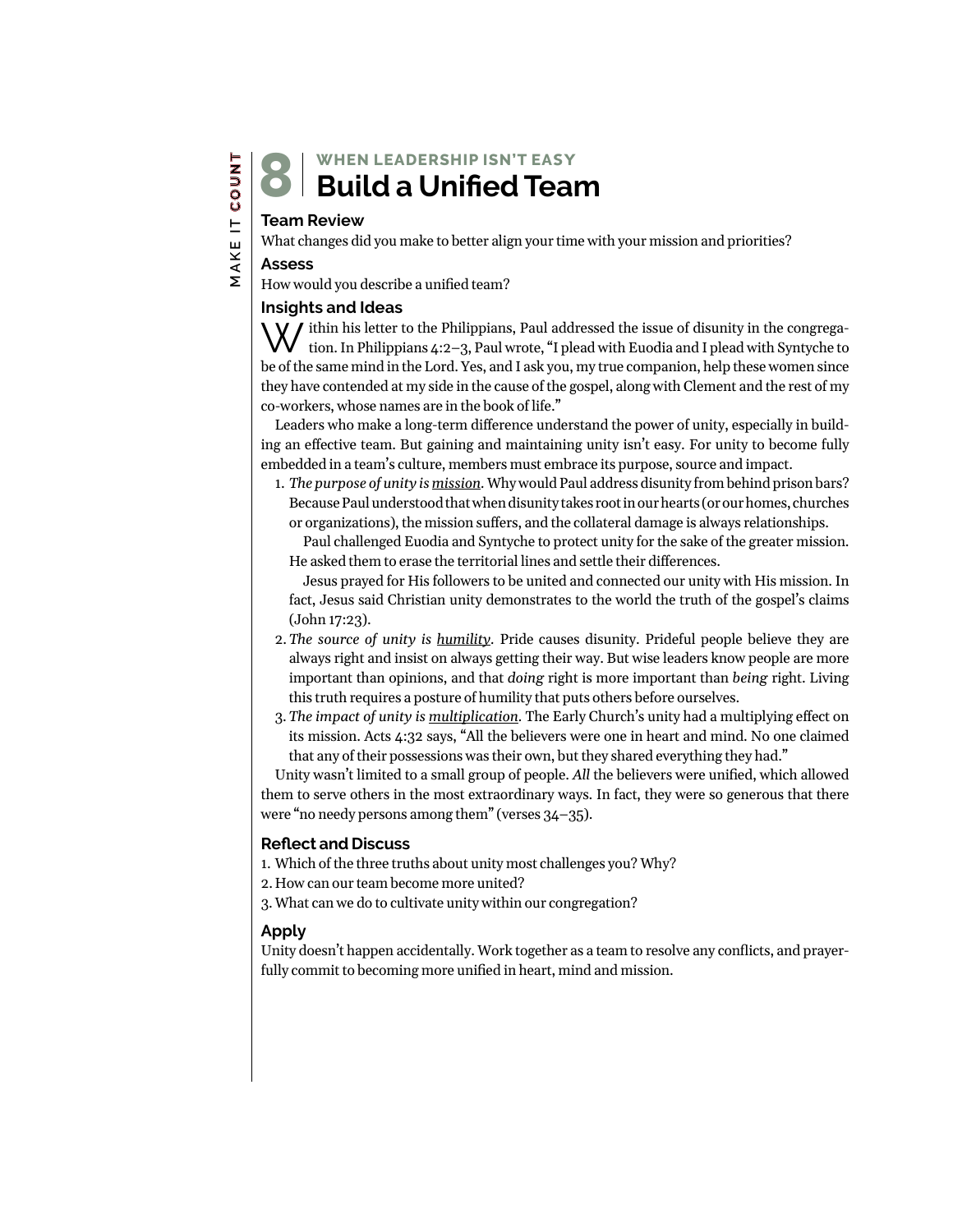# 8 | WHEN LEADERSHIP ISN'T EASY
# Build a Unified Team

### Team Review

What changes did you make to better align your time with your mission and priorities?

### Assess

How would you describe a unified team?

### Insights and Ideas

Within his letter to the Philippians, Paul addressed the issue of disunity in the congregation. In Philippians 4:2–3, Paul wrote, "I plead with Euodia and I plead with Syntyche to be of the same mind in the Lord. Yes, and I ask you, my true companion, help these women since they have contended at my side in the cause of the gospel, along with Clement and the rest of my co-workers, whose names are in the book of life."

Leaders who make a long-term difference understand the power of unity, especially in building an effective team. But gaining and maintaining unity isn't easy. For unity to become fully embedded in a team's culture, members must embrace its purpose, source and impact.

1. *The purpose of unity is* <u>*mission*</u>. Why would Paul address disunity from behind prison bars? Because Paul understood that when disunity takes root in our hearts (or our homes, churches or organizations), the mission suffers, and the collateral damage is always relationships.

   Paul challenged Euodia and Syntyche to protect unity for the sake of the greater mission. He asked them to erase the territorial lines and settle their differences.

   Jesus prayed for His followers to be united and connected our unity with His mission. In fact, Jesus said Christian unity demonstrates to the world the truth of the gospel's claims (John 17:23).

2. *The source of unity is* <u>*humility*</u>. Pride causes disunity. Prideful people believe they are always right and insist on always getting their way. But wise leaders know people are more important than opinions, and that *doing* right is more important than *being* right. Living this truth requires a posture of humility that puts others before ourselves.

3. *The impact of unity is* <u>*multiplication*</u>. The Early Church's unity had a multiplying effect on its mission. Acts 4:32 says, "All the believers were one in heart and mind. No one claimed that any of their possessions was their own, but they shared everything they had."

Unity wasn't limited to a small group of people. *All* the believers were unified, which allowed them to serve others in the most extraordinary ways. In fact, they were so generous that there were "no needy persons among them" (verses 34–35).

### Reflect and Discuss

1. Which of the three truths about unity most challenges you? Why?
2. How can our team become more united?
3. What can we do to cultivate unity within our congregation?

### Apply

Unity doesn't happen accidentally. Work together as a team to resolve any conflicts, and prayerfully commit to becoming more unified in heart, mind and mission.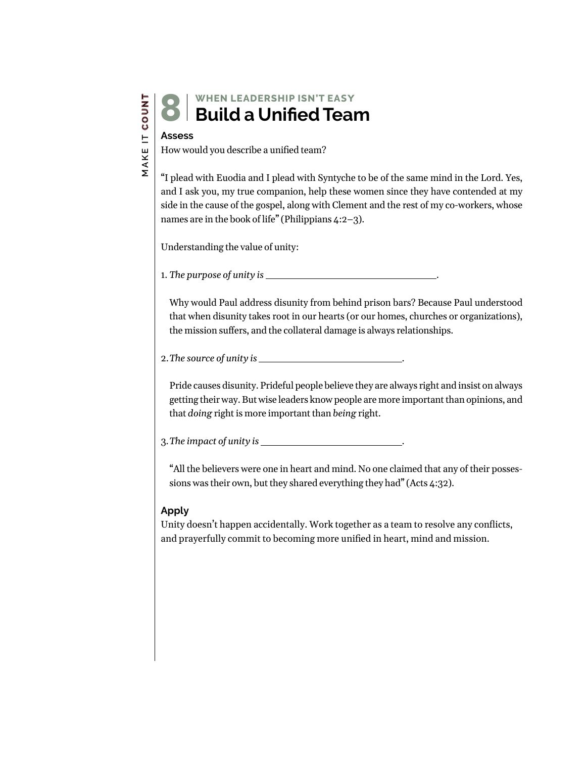# 8 | WHEN LEADERSHIP ISN'T EASY
## Build a Unified Team

### Assess

How would you describe a unified team?

"I plead with Euodia and I plead with Syntyche to be of the same mind in the Lord. Yes, and I ask you, my true companion, help these women since they have contended at my side in the cause of the gospel, along with Clement and the rest of my co-workers, whose names are in the book of life" (Philippians 4:2–3).

Understanding the value of unity:

1. *The purpose of unity is* ______________________________.

   Why would Paul address disunity from behind prison bars? Because Paul understood that when disunity takes root in our hearts (or our homes, churches or organizations), the mission suffers, and the collateral damage is always relationships.

2. *The source of unity is* ______________________________.

   Pride causes disunity. Prideful people believe they are always right and insist on always getting their way. But wise leaders know people are more important than opinions, and that *doing* right is more important than *being* right.

3. *The impact of unity is* ______________________________.

   "All the believers were one in heart and mind. No one claimed that any of their possessions was their own, but they shared everything they had" (Acts 4:32).

### Apply

Unity doesn't happen accidentally. Work together as a team to resolve any conflicts, and prayerfully commit to becoming more unified in heart, mind and mission.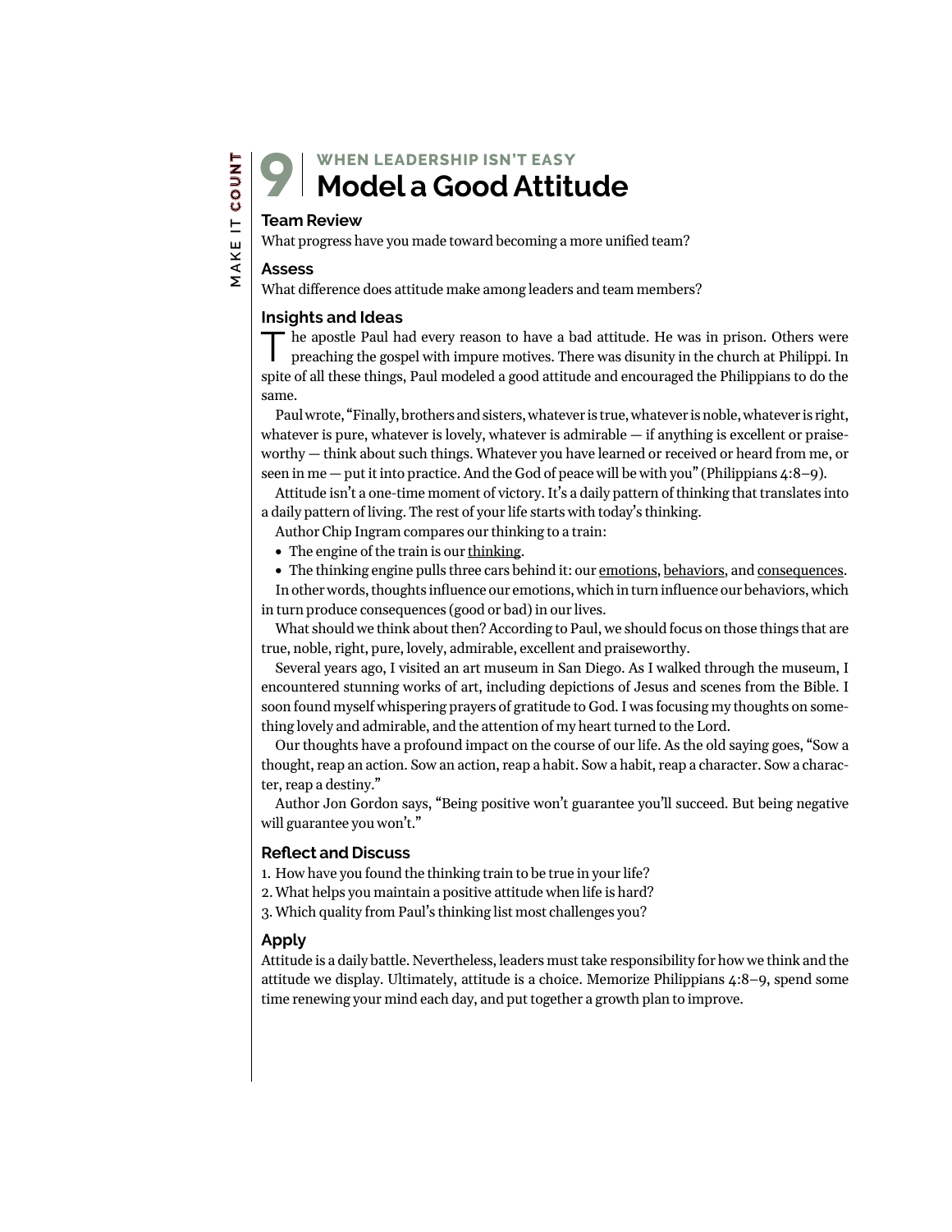# 9 | WHEN LEADERSHIP ISN'T EASY

# Model a Good Attitude

### Team Review

What progress have you made toward becoming a more unified team?

### Assess

What difference does attitude make among leaders and team members?

### Insights and Ideas

The apostle Paul had every reason to have a bad attitude. He was in prison. Others were preaching the gospel with impure motives. There was disunity in the church at Philippi. In spite of all these things, Paul modeled a good attitude and encouraged the Philippians to do the same.

Paul wrote, "Finally, brothers and sisters, whatever is true, whatever is noble, whatever is right, whatever is pure, whatever is lovely, whatever is admirable — if anything is excellent or praiseworthy — think about such things. Whatever you have learned or received or heard from me, or seen in me — put it into practice. And the God of peace will be with you" (Philippians 4:8–9).

Attitude isn't a one-time moment of victory. It's a daily pattern of thinking that translates into a daily pattern of living. The rest of your life starts with today's thinking.

Author Chip Ingram compares our thinking to a train:

- The engine of the train is our <u>thinking</u>.
- The thinking engine pulls three cars behind it: our <u>emotions</u>, <u>behaviors</u>, and <u>consequences</u>.

In other words, thoughts influence our emotions, which in turn influence our behaviors, which in turn produce consequences (good or bad) in our lives.

What should we think about then? According to Paul, we should focus on those things that are true, noble, right, pure, lovely, admirable, excellent and praiseworthy.

Several years ago, I visited an art museum in San Diego. As I walked through the museum, I encountered stunning works of art, including depictions of Jesus and scenes from the Bible. I soon found myself whispering prayers of gratitude to God. I was focusing my thoughts on something lovely and admirable, and the attention of my heart turned to the Lord.

Our thoughts have a profound impact on the course of our life. As the old saying goes, "Sow a thought, reap an action. Sow an action, reap a habit. Sow a habit, reap a character. Sow a character, reap a destiny."

Author Jon Gordon says, "Being positive won't guarantee you'll succeed. But being negative will guarantee you won't."

### Reflect and Discuss

1. How have you found the thinking train to be true in your life?
2. What helps you maintain a positive attitude when life is hard?
3. Which quality from Paul's thinking list most challenges you?

### Apply

Attitude is a daily battle. Nevertheless, leaders must take responsibility for how we think and the attitude we display. Ultimately, attitude is a choice. Memorize Philippians 4:8–9, spend some time renewing your mind each day, and put together a growth plan to improve.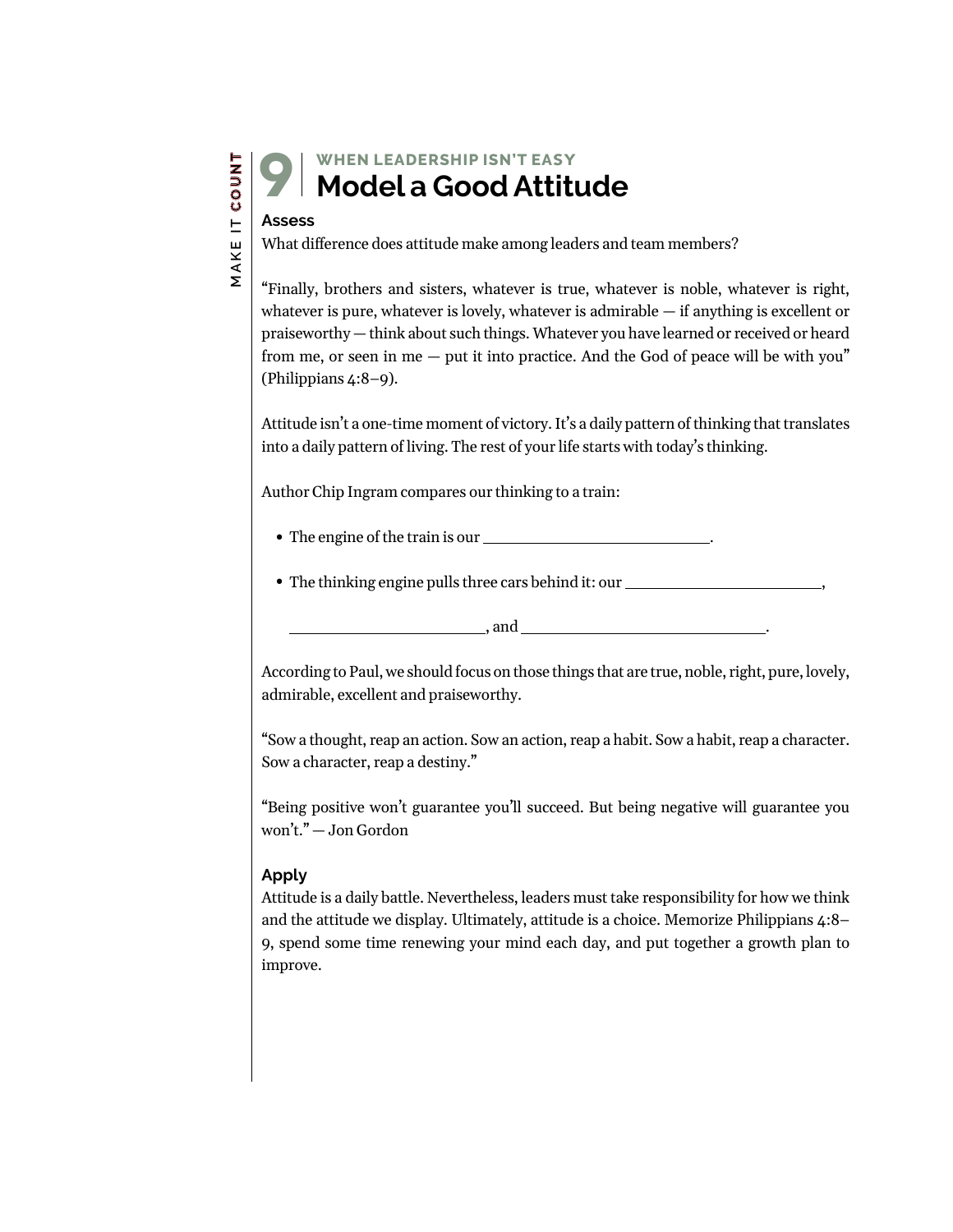# 9 WHEN LEADERSHIP ISN'T EASY
## Model a Good Attitude

### Assess

What difference does attitude make among leaders and team members?

"Finally, brothers and sisters, whatever is true, whatever is noble, whatever is right, whatever is pure, whatever is lovely, whatever is admirable — if anything is excellent or praiseworthy — think about such things. Whatever you have learned or received or heard from me, or seen in me — put it into practice. And the God of peace will be with you" (Philippians 4:8–9).

Attitude isn't a one-time moment of victory. It's a daily pattern of thinking that translates into a daily pattern of living. The rest of your life starts with today's thinking.

Author Chip Ingram compares our thinking to a train:

- The engine of the train is our ______________________________.
- The thinking engine pulls three cars behind it: our ___________________________, ___________________________, and _________________________________.

According to Paul, we should focus on those things that are true, noble, right, pure, lovely, admirable, excellent and praiseworthy.

"Sow a thought, reap an action. Sow an action, reap a habit. Sow a habit, reap a character. Sow a character, reap a destiny."

"Being positive won't guarantee you'll succeed. But being negative will guarantee you won't." — Jon Gordon

### Apply

Attitude is a daily battle. Nevertheless, leaders must take responsibility for how we think and the attitude we display. Ultimately, attitude is a choice. Memorize Philippians 4:8–9, spend some time renewing your mind each day, and put together a growth plan to improve.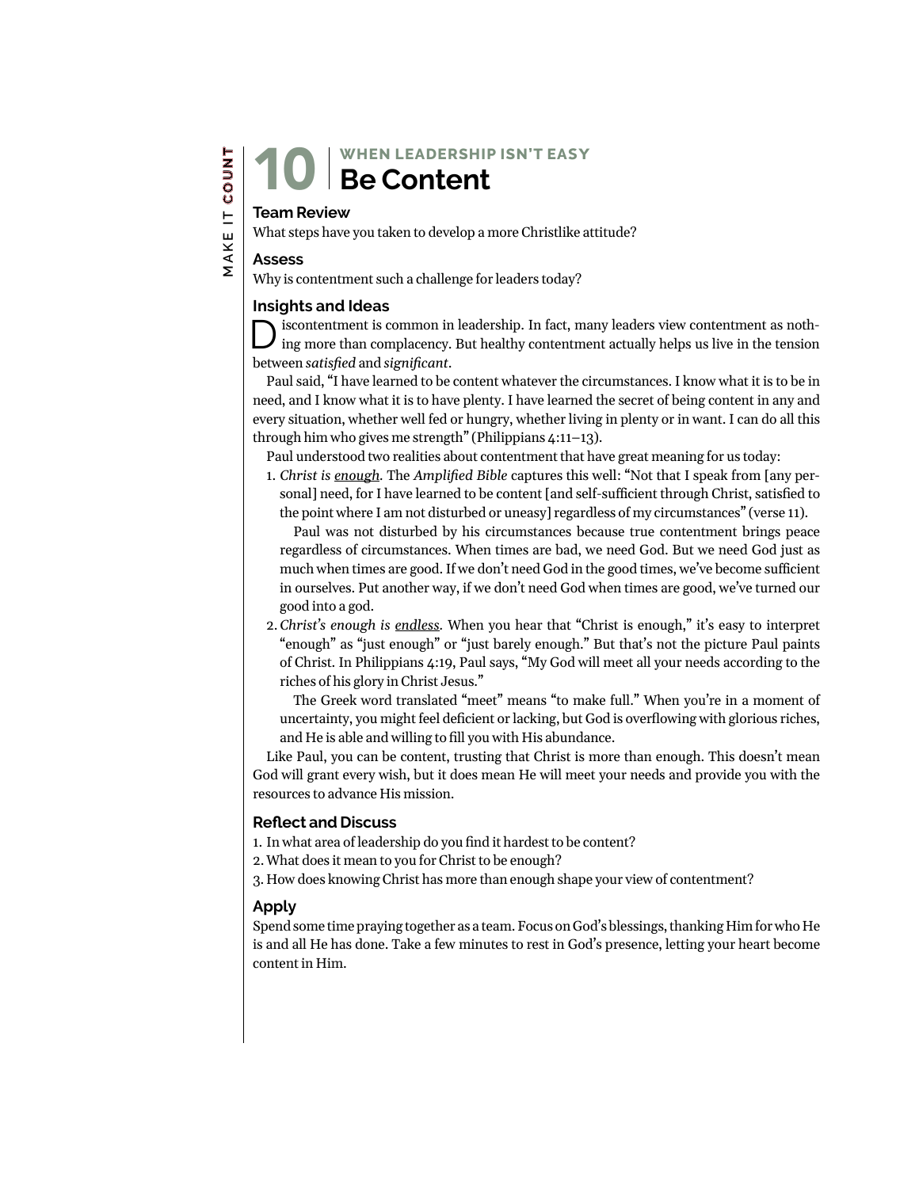# 10 | WHEN LEADERSHIP ISN'T EASY
# Be Content

## Team Review

What steps have you taken to develop a more Christlike attitude?

## Assess

Why is contentment such a challenge for leaders today?

## Insights and Ideas

Discontentment is common in leadership. In fact, many leaders view contentment as nothing more than complacency. But healthy contentment actually helps us live in the tension between *satisfied* and *significant*.

Paul said, "I have learned to be content whatever the circumstances. I know what it is to be in need, and I know what it is to have plenty. I have learned the secret of being content in any and every situation, whether well fed or hungry, whether living in plenty or in want. I can do all this through him who gives me strength" (Philippians 4:11–13).

Paul understood two realities about contentment that have great meaning for us today:

1. *Christ is <u>enough</u>.* The *Amplified Bible* captures this well: "Not that I speak from [any personal] need, for I have learned to be content [and self-sufficient through Christ, satisfied to the point where I am not disturbed or uneasy] regardless of my circumstances" (verse 11).

   Paul was not disturbed by his circumstances because true contentment brings peace regardless of circumstances. When times are bad, we need God. But we need God just as much when times are good. If we don't need God in the good times, we've become sufficient in ourselves. Put another way, if we don't need God when times are good, we've turned our good into a god.

2. *Christ's enough is <u>endless</u>.* When you hear that "Christ is enough," it's easy to interpret "enough" as "just enough" or "just barely enough." But that's not the picture Paul paints of Christ. In Philippians 4:19, Paul says, "My God will meet all your needs according to the riches of his glory in Christ Jesus."

   The Greek word translated "meet" means "to make full." When you're in a moment of uncertainty, you might feel deficient or lacking, but God is overflowing with glorious riches, and He is able and willing to fill you with His abundance.

Like Paul, you can be content, trusting that Christ is more than enough. This doesn't mean God will grant every wish, but it does mean He will meet your needs and provide you with the resources to advance His mission.

## Reflect and Discuss

1. In what area of leadership do you find it hardest to be content?
2. What does it mean to you for Christ to be enough?
3. How does knowing Christ has more than enough shape your view of contentment?

## Apply

Spend some time praying together as a team. Focus on God's blessings, thanking Him for who He is and all He has done. Take a few minutes to rest in God's presence, letting your heart become content in Him.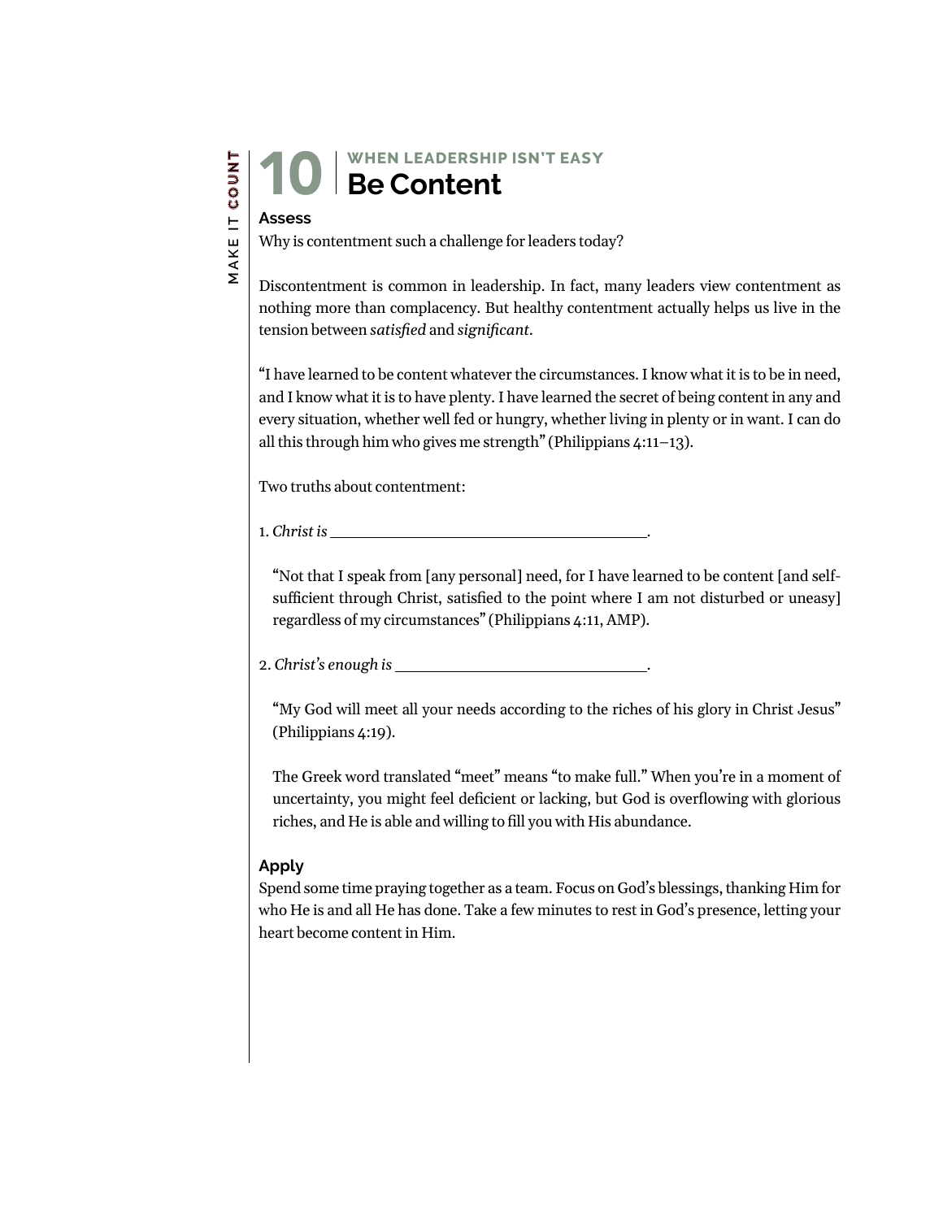# 10 | WHEN LEADERSHIP ISN'T EASY
## Be Content

### Assess

Why is contentment such a challenge for leaders today?

Discontentment is common in leadership. In fact, many leaders view contentment as nothing more than complacency. But healthy contentment actually helps us live in the tension between *satisfied* and *significant*.

"I have learned to be content whatever the circumstances. I know what it is to be in need, and I know what it is to have plenty. I have learned the secret of being content in any and every situation, whether well fed or hungry, whether living in plenty or in want. I can do all this through him who gives me strength" (Philippians 4:11–13).

Two truths about contentment:

1. *Christ is* ________________________________.

   "Not that I speak from [any personal] need, for I have learned to be content [and self-sufficient through Christ, satisfied to the point where I am not disturbed or uneasy] regardless of my circumstances" (Philippians 4:11, AMP).

2. *Christ's enough is* ________________________.

   "My God will meet all your needs according to the riches of his glory in Christ Jesus" (Philippians 4:19).

   The Greek word translated "meet" means "to make full." When you're in a moment of uncertainty, you might feel deficient or lacking, but God is overflowing with glorious riches, and He is able and willing to fill you with His abundance.

### Apply

Spend some time praying together as a team. Focus on God's blessings, thanking Him for who He is and all He has done. Take a few minutes to rest in God's presence, letting your heart become content in Him.